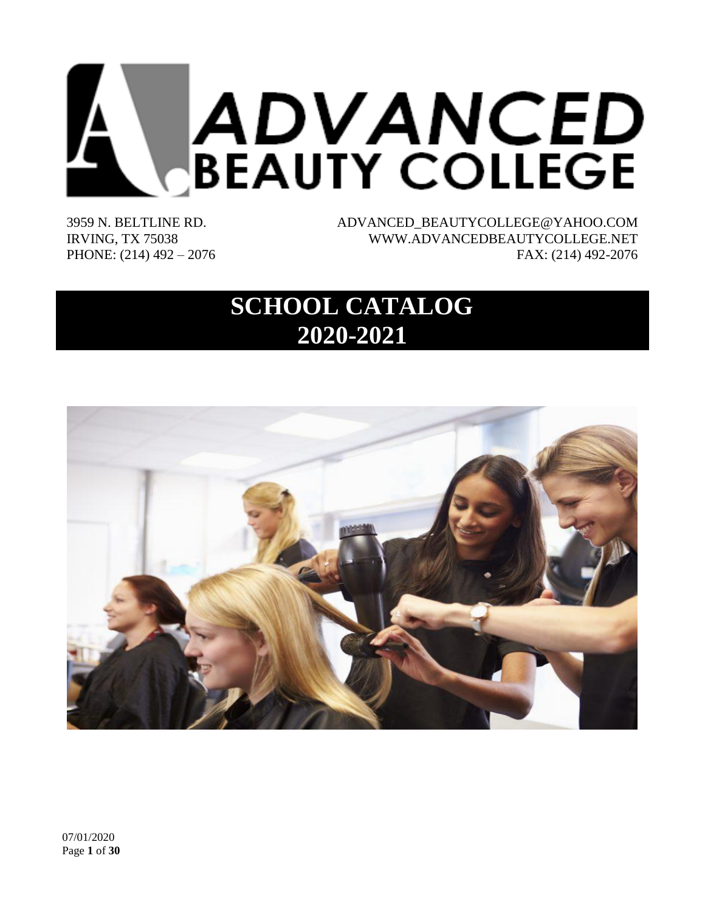# ADVANCED BEAUTY COLLEGE

3959 N. BELTLINE RD.
IRVING, TX 75038
PHONE: (214) 492 – 2076

ADVANCED_BEAUTYCOLLEGE@YAHOO.COM
WWW.ADVANCEDBEAUTYCOLLEGE.NET
FAX: (214) 492-2076

# SCHOOL CATALOG 2020-2021

07/01/2020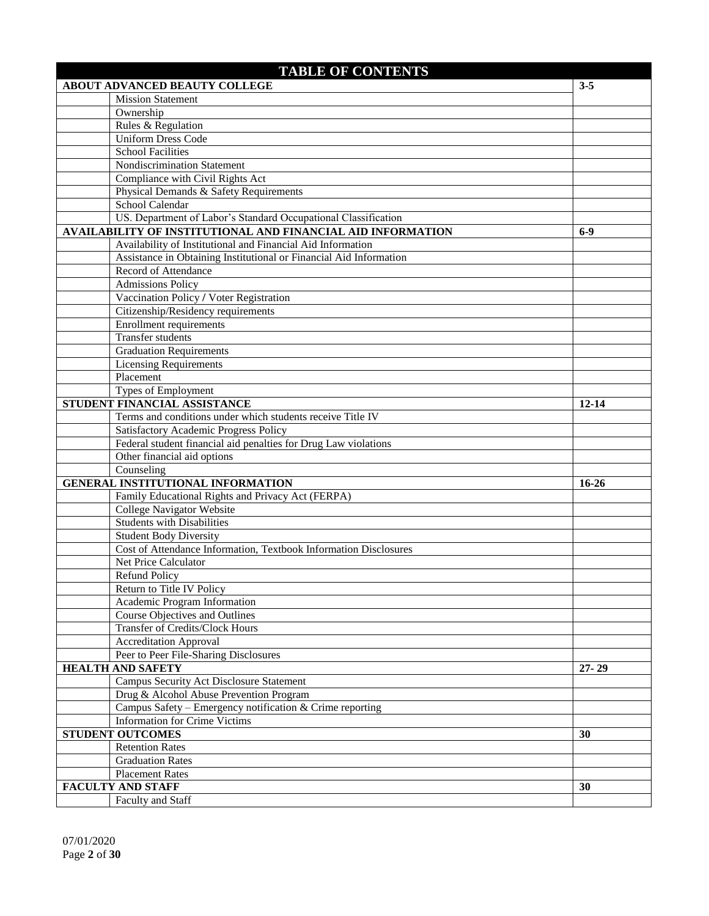# TABLE OF CONTENTS

| Section | Page |
|---|---|
| **ABOUT ADVANCED BEAUTY COLLEGE** | **3-5** |
| Mission Statement | |
| Ownership | |
| Rules & Regulation | |
| Uniform Dress Code | |
| School Facilities | |
| Nondiscrimination Statement | |
| Compliance with Civil Rights Act | |
| Physical Demands & Safety Requirements | |
| School Calendar | |
| US. Department of Labor's Standard Occupational Classification | |
| **AVAILABILITY OF INSTITUTIONAL AND FINANCIAL AID INFORMATION** | **6-9** |
| Availability of Institutional and Financial Aid Information | |
| Assistance in Obtaining Institutional or Financial Aid Information | |
| Record of Attendance | |
| Admissions Policy | |
| Vaccination Policy / Voter Registration | |
| Citizenship/Residency requirements | |
| Enrollment requirements | |
| Transfer students | |
| Graduation Requirements | |
| Licensing Requirements | |
| Placement | |
| Types of Employment | |
| **STUDENT FINANCIAL ASSISTANCE** | **12-14** |
| Terms and conditions under which students receive Title IV | |
| Satisfactory Academic Progress Policy | |
| Federal student financial aid penalties for Drug Law violations | |
| Other financial aid options | |
| Counseling | |
| **GENERAL INSTITUTIONAL INFORMATION** | **16-26** |
| Family Educational Rights and Privacy Act (FERPA) | |
| College Navigator Website | |
| Students with Disabilities | |
| Student Body Diversity | |
| Cost of Attendance Information, Textbook Information Disclosures | |
| Net Price Calculator | |
| Refund Policy | |
| Return to Title IV Policy | |
| Academic Program Information | |
| Course Objectives and Outlines | |
| Transfer of Credits/Clock Hours | |
| Accreditation Approval | |
| Peer to Peer File-Sharing Disclosures | |
| **HEALTH AND SAFETY** | **27- 29** |
| Campus Security Act Disclosure Statement | |
| Drug & Alcohol Abuse Prevention Program | |
| Campus Safety – Emergency notification & Crime reporting | |
| Information for Crime Victims | |
| **STUDENT OUTCOMES** | **30** |
| Retention Rates | |
| Graduation Rates | |
| Placement Rates | |
| **FACULTY AND STAFF** | **30** |
| Faculty and Staff | |

07/01/2020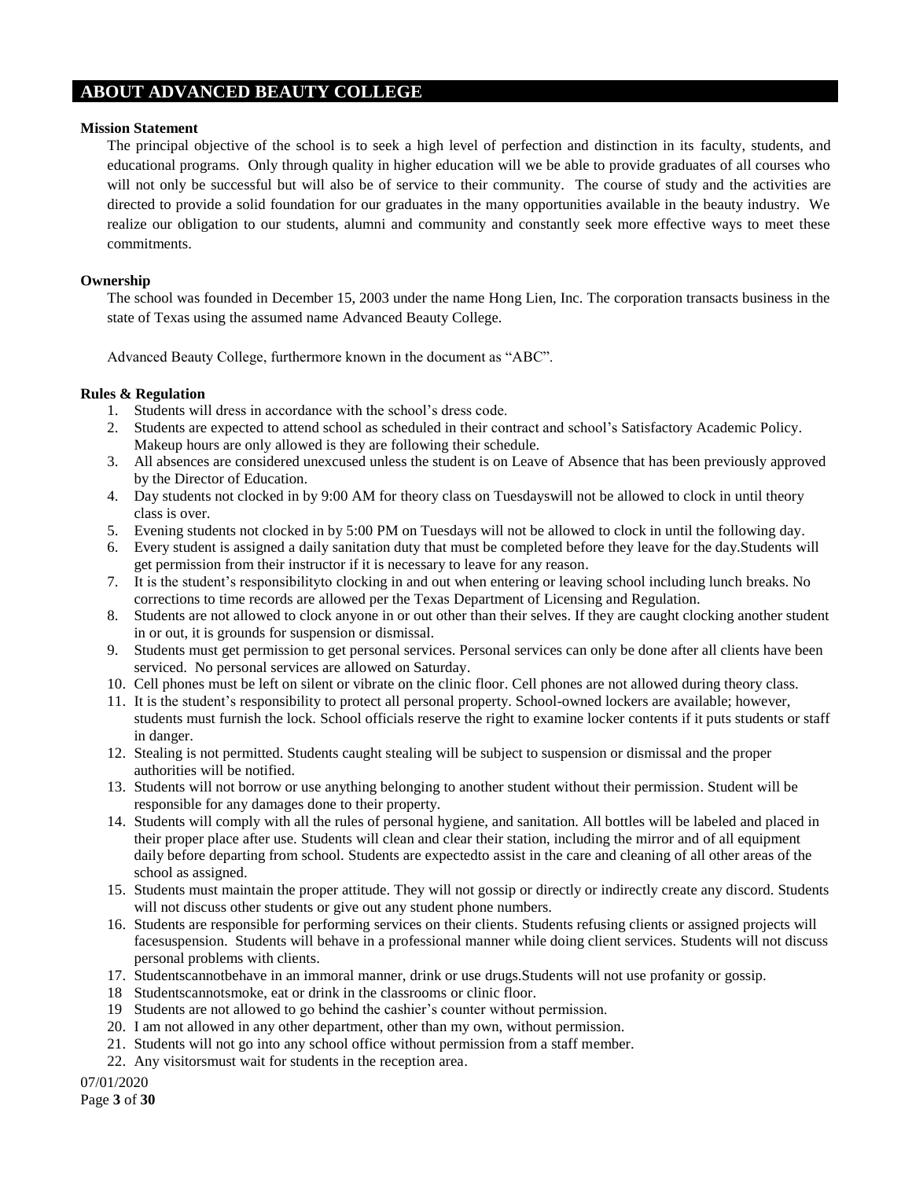## ABOUT ADVANCED BEAUTY COLLEGE

**Mission Statement**

The principal objective of the school is to seek a high level of perfection and distinction in its faculty, students, and educational programs. Only through quality in higher education will we be able to provide graduates of all courses who will not only be successful but will also be of service to their community. The course of study and the activities are directed to provide a solid foundation for our graduates in the many opportunities available in the beauty industry. We realize our obligation to our students, alumni and community and constantly seek more effective ways to meet these commitments.

**Ownership**

The school was founded in December 15, 2003 under the name Hong Lien, Inc. The corporation transacts business in the state of Texas using the assumed name Advanced Beauty College.

Advanced Beauty College, furthermore known in the document as "ABC".

**Rules & Regulation**

1. Students will dress in accordance with the school's dress code.
2. Students are expected to attend school as scheduled in their contract and school's Satisfactory Academic Policy. Makeup hours are only allowed is they are following their schedule.
3. All absences are considered unexcused unless the student is on Leave of Absence that has been previously approved by the Director of Education.
4. Day students not clocked in by 9:00 AM for theory class on Tuesdayswill not be allowed to clock in until theory class is over.
5. Evening students not clocked in by 5:00 PM on Tuesdays will not be allowed to clock in until the following day.
6. Every student is assigned a daily sanitation duty that must be completed before they leave for the day.Students will get permission from their instructor if it is necessary to leave for any reason.
7. It is the student's responsibilityto clocking in and out when entering or leaving school including lunch breaks. No corrections to time records are allowed per the Texas Department of Licensing and Regulation.
8. Students are not allowed to clock anyone in or out other than their selves. If they are caught clocking another student in or out, it is grounds for suspension or dismissal.
9. Students must get permission to get personal services. Personal services can only be done after all clients have been serviced. No personal services are allowed on Saturday.
10. Cell phones must be left on silent or vibrate on the clinic floor. Cell phones are not allowed during theory class.
11. It is the student's responsibility to protect all personal property. School-owned lockers are available; however, students must furnish the lock. School officials reserve the right to examine locker contents if it puts students or staff in danger.
12. Stealing is not permitted. Students caught stealing will be subject to suspension or dismissal and the proper authorities will be notified.
13. Students will not borrow or use anything belonging to another student without their permission. Student will be responsible for any damages done to their property.
14. Students will comply with all the rules of personal hygiene, and sanitation. All bottles will be labeled and placed in their proper place after use. Students will clean and clear their station, including the mirror and of all equipment daily before departing from school. Students are expectedto assist in the care and cleaning of all other areas of the school as assigned.
15. Students must maintain the proper attitude. They will not gossip or directly or indirectly create any discord. Students will not discuss other students or give out any student phone numbers.
16. Students are responsible for performing services on their clients. Students refusing clients or assigned projects will facesuspension. Students will behave in a professional manner while doing client services. Students will not discuss personal problems with clients.
17. Studentscannotbehave in an immoral manner, drink or use drugs.Students will not use profanity or gossip.
18. Studentscannotsmoke, eat or drink in the classrooms or clinic floor.
19. Students are not allowed to go behind the cashier's counter without permission.
20. I am not allowed in any other department, other than my own, without permission.
21. Students will not go into any school office without permission from a staff member.
22. Any visitorsmust wait for students in the reception area.

07/01/2020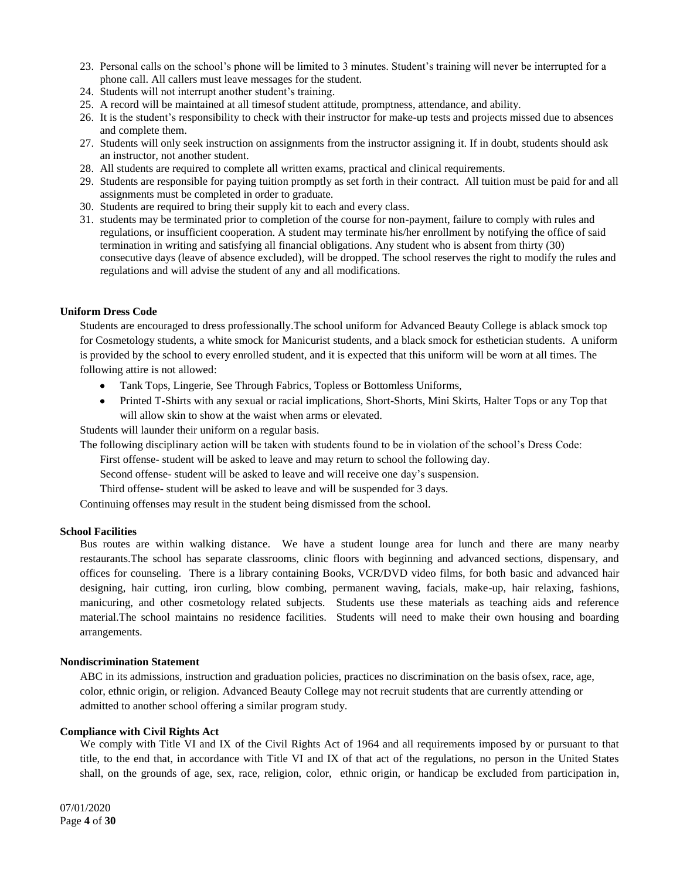23. Personal calls on the school's phone will be limited to 3 minutes. Student's training will never be interrupted for a phone call. All callers must leave messages for the student.
24. Students will not interrupt another student's training.
25. A record will be maintained at all timesof student attitude, promptness, attendance, and ability.
26. It is the student's responsibility to check with their instructor for make-up tests and projects missed due to absences and complete them.
27. Students will only seek instruction on assignments from the instructor assigning it. If in doubt, students should ask an instructor, not another student.
28. All students are required to complete all written exams, practical and clinical requirements.
29. Students are responsible for paying tuition promptly as set forth in their contract. All tuition must be paid for and all assignments must be completed in order to graduate.
30. Students are required to bring their supply kit to each and every class.
31. students may be terminated prior to completion of the course for non-payment, failure to comply with rules and regulations, or insufficient cooperation. A student may terminate his/her enrollment by notifying the office of said termination in writing and satisfying all financial obligations. Any student who is absent from thirty (30) consecutive days (leave of absence excluded), will be dropped. The school reserves the right to modify the rules and regulations and will advise the student of any and all modifications.

**Uniform Dress Code**

Students are encouraged to dress professionally.The school uniform for Advanced Beauty College is ablack smock top for Cosmetology students, a white smock for Manicurist students, and a black smock for esthetician students. A uniform is provided by the school to every enrolled student, and it is expected that this uniform will be worn at all times. The following attire is not allowed:

- Tank Tops, Lingerie, See Through Fabrics, Topless or Bottomless Uniforms,
- Printed T-Shirts with any sexual or racial implications, Short-Shorts, Mini Skirts, Halter Tops or any Top that will allow skin to show at the waist when arms or elevated.

Students will launder their uniform on a regular basis.

The following disciplinary action will be taken with students found to be in violation of the school's Dress Code:

First offense- student will be asked to leave and may return to school the following day.

Second offense- student will be asked to leave and will receive one day's suspension.

Third offense- student will be asked to leave and will be suspended for 3 days.

Continuing offenses may result in the student being dismissed from the school.

**School Facilities**

Bus routes are within walking distance. We have a student lounge area for lunch and there are many nearby restaurants.The school has separate classrooms, clinic floors with beginning and advanced sections, dispensary, and offices for counseling. There is a library containing Books, VCR/DVD video films, for both basic and advanced hair designing, hair cutting, iron curling, blow combing, permanent waving, facials, make-up, hair relaxing, fashions, manicuring, and other cosmetology related subjects. Students use these materials as teaching aids and reference material.The school maintains no residence facilities. Students will need to make their own housing and boarding arrangements.

**Nondiscrimination Statement**

ABC in its admissions, instruction and graduation policies, practices no discrimination on the basis ofsex, race, age, color, ethnic origin, or religion. Advanced Beauty College may not recruit students that are currently attending or admitted to another school offering a similar program study.

**Compliance with Civil Rights Act**

We comply with Title VI and IX of the Civil Rights Act of 1964 and all requirements imposed by or pursuant to that title, to the end that, in accordance with Title VI and IX of that act of the regulations, no person in the United States shall, on the grounds of age, sex, race, religion, color, ethnic origin, or handicap be excluded from participation in,

07/01/2020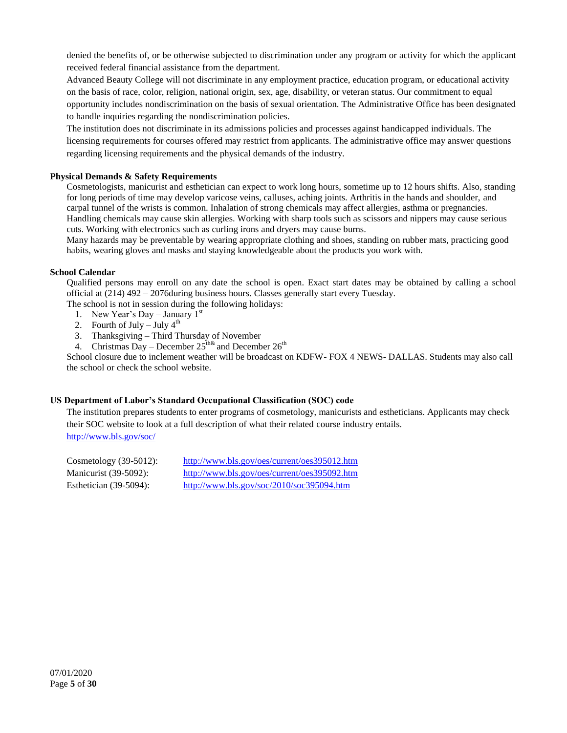denied the benefits of, or be otherwise subjected to discrimination under any program or activity for which the applicant received federal financial assistance from the department.

Advanced Beauty College will not discriminate in any employment practice, education program, or educational activity on the basis of race, color, religion, national origin, sex, age, disability, or veteran status. Our commitment to equal opportunity includes nondiscrimination on the basis of sexual orientation. The Administrative Office has been designated to handle inquiries regarding the nondiscrimination policies.

The institution does not discriminate in its admissions policies and processes against handicapped individuals. The licensing requirements for courses offered may restrict from applicants. The administrative office may answer questions regarding licensing requirements and the physical demands of the industry.

**Physical Demands & Safety Requirements**

Cosmetologists, manicurist and esthetician can expect to work long hours, sometime up to 12 hours shifts. Also, standing for long periods of time may develop varicose veins, calluses, aching joints. Arthritis in the hands and shoulder, and carpal tunnel of the wrists is common. Inhalation of strong chemicals may affect allergies, asthma or pregnancies. Handling chemicals may cause skin allergies. Working with sharp tools such as scissors and nippers may cause serious cuts. Working with electronics such as curling irons and dryers may cause burns.

Many hazards may be preventable by wearing appropriate clothing and shoes, standing on rubber mats, practicing good habits, wearing gloves and masks and staying knowledgeable about the products you work with.

**School Calendar**

Qualified persons may enroll on any date the school is open. Exact start dates may be obtained by calling a school official at (214) 492 – 2076during business hours. Classes generally start every Tuesday.

The school is not in session during the following holidays:

1. New Year's Day – January 1st
2. Fourth of July – July 4th
3. Thanksgiving – Third Thursday of November
4. Christmas Day – December 25th& and December 26th

School closure due to inclement weather will be broadcast on KDFW- FOX 4 NEWS- DALLAS. Students may also call the school or check the school website.

**US Department of Labor's Standard Occupational Classification (SOC) code**

The institution prepares students to enter programs of cosmetology, manicurists and estheticians. Applicants may check their SOC website to look at a full description of what their related course industry entails.
http://www.bls.gov/soc/

| | |
|---|---|
| Cosmetology (39-5012): | http://www.bls.gov/oes/current/oes395012.htm |
| Manicurist (39-5092): | http://www.bls.gov/oes/current/oes395092.htm |
| Esthetician (39-5094): | http://www.bls.gov/soc/2010/soc395094.htm |

07/01/2020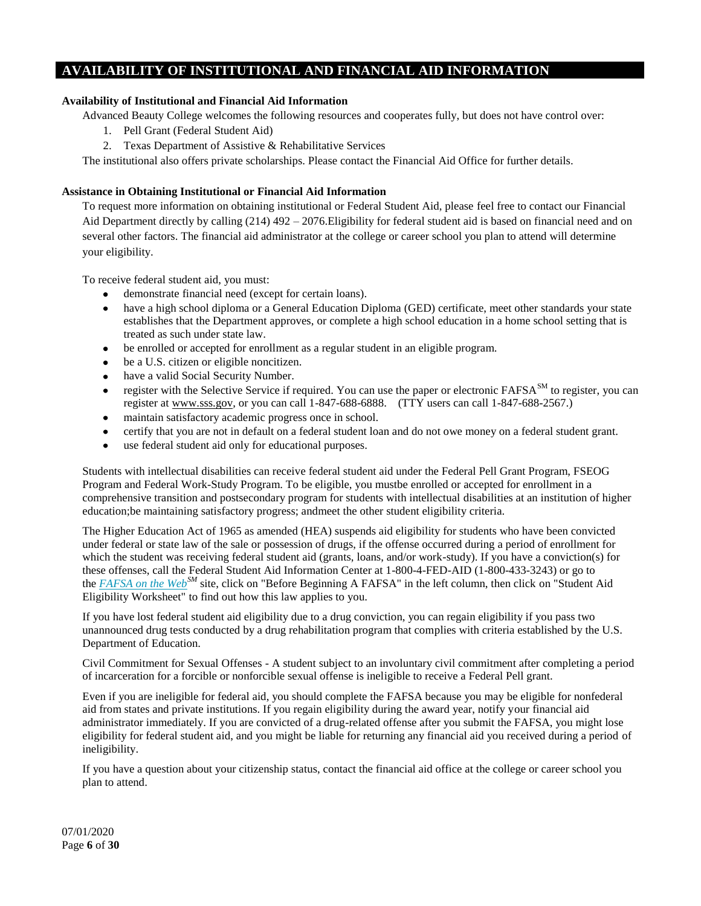# AVAILABILITY OF INSTITUTIONAL AND FINANCIAL AID INFORMATION

### Availability of Institutional and Financial Aid Information

Advanced Beauty College welcomes the following resources and cooperates fully, but does not have control over:

1. Pell Grant (Federal Student Aid)
2. Texas Department of Assistive & Rehabilitative Services

The institutional also offers private scholarships. Please contact the Financial Aid Office for further details.

### Assistance in Obtaining Institutional or Financial Aid Information

To request more information on obtaining institutional or Federal Student Aid, please feel free to contact our Financial Aid Department directly by calling (214) 492 – 2076.Eligibility for federal student aid is based on financial need and on several other factors. The financial aid administrator at the college or career school you plan to attend will determine your eligibility.

To receive federal student aid, you must:

- demonstrate financial need (except for certain loans).
- have a high school diploma or a General Education Diploma (GED) certificate, meet other standards your state establishes that the Department approves, or complete a high school education in a home school setting that is treated as such under state law.
- be enrolled or accepted for enrollment as a regular student in an eligible program.
- be a U.S. citizen or eligible noncitizen.
- have a valid Social Security Number.
- register with the Selective Service if required. You can use the paper or electronic FAFSA[SM] to register, you can register at www.sss.gov, or you can call 1-847-688-6888. (TTY users can call 1-847-688-2567.)
- maintain satisfactory academic progress once in school.
- certify that you are not in default on a federal student loan and do not owe money on a federal student grant.
- use federal student aid only for educational purposes.

Students with intellectual disabilities can receive federal student aid under the Federal Pell Grant Program, FSEOG Program and Federal Work-Study Program. To be eligible, you mustbe enrolled or accepted for enrollment in a comprehensive transition and postsecondary program for students with intellectual disabilities at an institution of higher education;be maintaining satisfactory progress; andmeet the other student eligibility criteria.

The Higher Education Act of 1965 as amended (HEA) suspends aid eligibility for students who have been convicted under federal or state law of the sale or possession of drugs, if the offense occurred during a period of enrollment for which the student was receiving federal student aid (grants, loans, and/or work-study). If you have a conviction(s) for these offenses, call the Federal Student Aid Information Center at 1-800-4-FED-AID (1-800-433-3243) or go to the *FAFSA on the Web*[SM] site, click on "Before Beginning A FAFSA" in the left column, then click on "Student Aid Eligibility Worksheet" to find out how this law applies to you.

If you have lost federal student aid eligibility due to a drug conviction, you can regain eligibility if you pass two unannounced drug tests conducted by a drug rehabilitation program that complies with criteria established by the U.S. Department of Education.

Civil Commitment for Sexual Offenses - A student subject to an involuntary civil commitment after completing a period of incarceration for a forcible or nonforcible sexual offense is ineligible to receive a Federal Pell grant.

Even if you are ineligible for federal aid, you should complete the FAFSA because you may be eligible for nonfederal aid from states and private institutions. If you regain eligibility during the award year, notify your financial aid administrator immediately. If you are convicted of a drug-related offense after you submit the FAFSA, you might lose eligibility for federal student aid, and you might be liable for returning any financial aid you received during a period of ineligibility.

If you have a question about your citizenship status, contact the financial aid office at the college or career school you plan to attend.

07/01/2020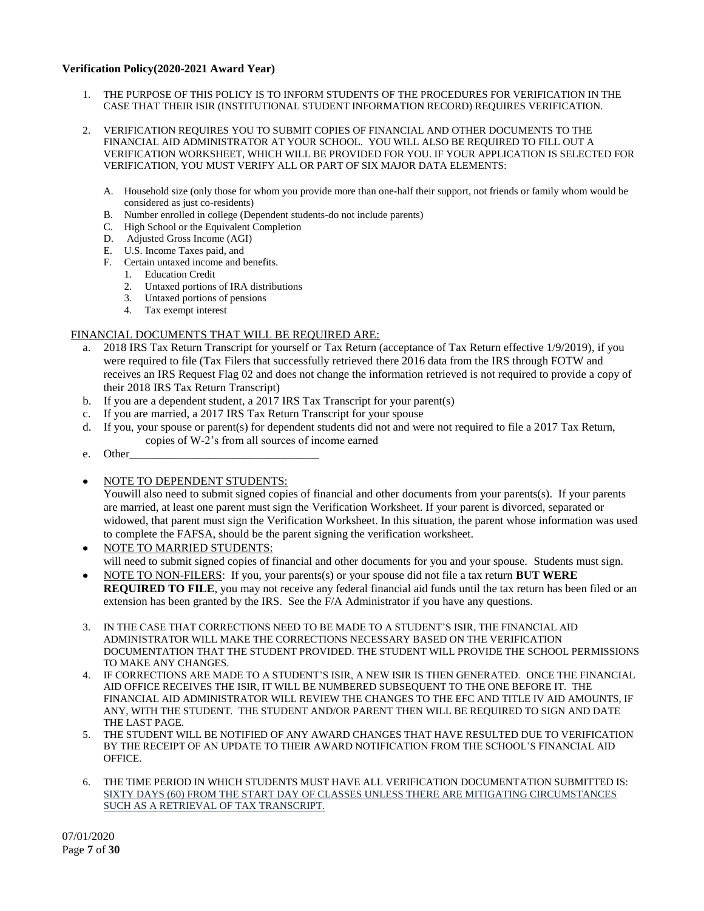**Verification Policy(2020-2021 Award Year)**

1. THE PURPOSE OF THIS POLICY IS TO INFORM STUDENTS OF THE PROCEDURES FOR VERIFICATION IN THE CASE THAT THEIR ISIR (INSTITUTIONAL STUDENT INFORMATION RECORD) REQUIRES VERIFICATION.

2. VERIFICATION REQUIRES YOU TO SUBMIT COPIES OF FINANCIAL AND OTHER DOCUMENTS TO THE FINANCIAL AID ADMINISTRATOR AT YOUR SCHOOL. YOU WILL ALSO BE REQUIRED TO FILL OUT A VERIFICATION WORKSHEET, WHICH WILL BE PROVIDED FOR YOU. IF YOUR APPLICATION IS SELECTED FOR VERIFICATION, YOU MUST VERIFY ALL OR PART OF SIX MAJOR DATA ELEMENTS:

   A. Household size (only those for whom you provide more than one-half their support, not friends or family whom would be considered as just co-residents)
   B. Number enrolled in college (Dependent students-do not include parents)
   C. High School or the Equivalent Completion
   D. Adjusted Gross Income (AGI)
   E. U.S. Income Taxes paid, and
   F. Certain untaxed income and benefits.
      1. Education Credit
      2. Untaxed portions of IRA distributions
      3. Untaxed portions of pensions
      4. Tax exempt interest

FINANCIAL DOCUMENTS THAT WILL BE REQUIRED ARE:

a. 2018 IRS Tax Return Transcript for yourself or Tax Return (acceptance of Tax Return effective 1/9/2019), if you were required to file (Tax Filers that successfully retrieved there 2016 data from the IRS through FOTW and receives an IRS Request Flag 02 and does not change the information retrieved is not required to provide a copy of their 2018 IRS Tax Return Transcript)
b. If you are a dependent student, a 2017 IRS Tax Transcript for your parent(s)
c. If you are married, a 2017 IRS Tax Return Transcript for your spouse
d. If you, your spouse or parent(s) for dependent students did not and were not required to file a 2017 Tax Return, copies of W-2's from all sources of income earned
e. Other_________________________________

- NOTE TO DEPENDENT STUDENTS:
  Youwill also need to submit signed copies of financial and other documents from your parents(s). If your parents are married, at least one parent must sign the Verification Worksheet. If your parent is divorced, separated or widowed, that parent must sign the Verification Worksheet. In this situation, the parent whose information was used to complete the FAFSA, should be the parent signing the verification worksheet.
- NOTE TO MARRIED STUDENTS:
  will need to submit signed copies of financial and other documents for you and your spouse. Students must sign.
- NOTE TO NON-FILERS: If you, your parents(s) or your spouse did not file a tax return **BUT WERE REQUIRED TO FILE**, you may not receive any federal financial aid funds until the tax return has been filed or an extension has been granted by the IRS. See the F/A Administrator if you have any questions.

3. IN THE CASE THAT CORRECTIONS NEED TO BE MADE TO A STUDENT'S ISIR, THE FINANCIAL AID ADMINISTRATOR WILL MAKE THE CORRECTIONS NECESSARY BASED ON THE VERIFICATION DOCUMENTATION THAT THE STUDENT PROVIDED. THE STUDENT WILL PROVIDE THE SCHOOL PERMISSIONS TO MAKE ANY CHANGES.
4. IF CORRECTIONS ARE MADE TO A STUDENT'S ISIR, A NEW ISIR IS THEN GENERATED. ONCE THE FINANCIAL AID OFFICE RECEIVES THE ISIR, IT WILL BE NUMBERED SUBSEQUENT TO THE ONE BEFORE IT. THE FINANCIAL AID ADMINISTRATOR WILL REVIEW THE CHANGES TO THE EFC AND TITLE IV AID AMOUNTS, IF ANY, WITH THE STUDENT. THE STUDENT AND/OR PARENT THEN WILL BE REQUIRED TO SIGN AND DATE THE LAST PAGE.
5. THE STUDENT WILL BE NOTIFIED OF ANY AWARD CHANGES THAT HAVE RESULTED DUE TO VERIFICATION BY THE RECEIPT OF AN UPDATE TO THEIR AWARD NOTIFICATION FROM THE SCHOOL'S FINANCIAL AID OFFICE.

6. THE TIME PERIOD IN WHICH STUDENTS MUST HAVE ALL VERIFICATION DOCUMENTATION SUBMITTED IS: SIXTY DAYS (60) FROM THE START DAY OF CLASSES UNLESS THERE ARE MITIGATING CIRCUMSTANCES SUCH AS A RETRIEVAL OF TAX TRANSCRIPT.

07/01/2020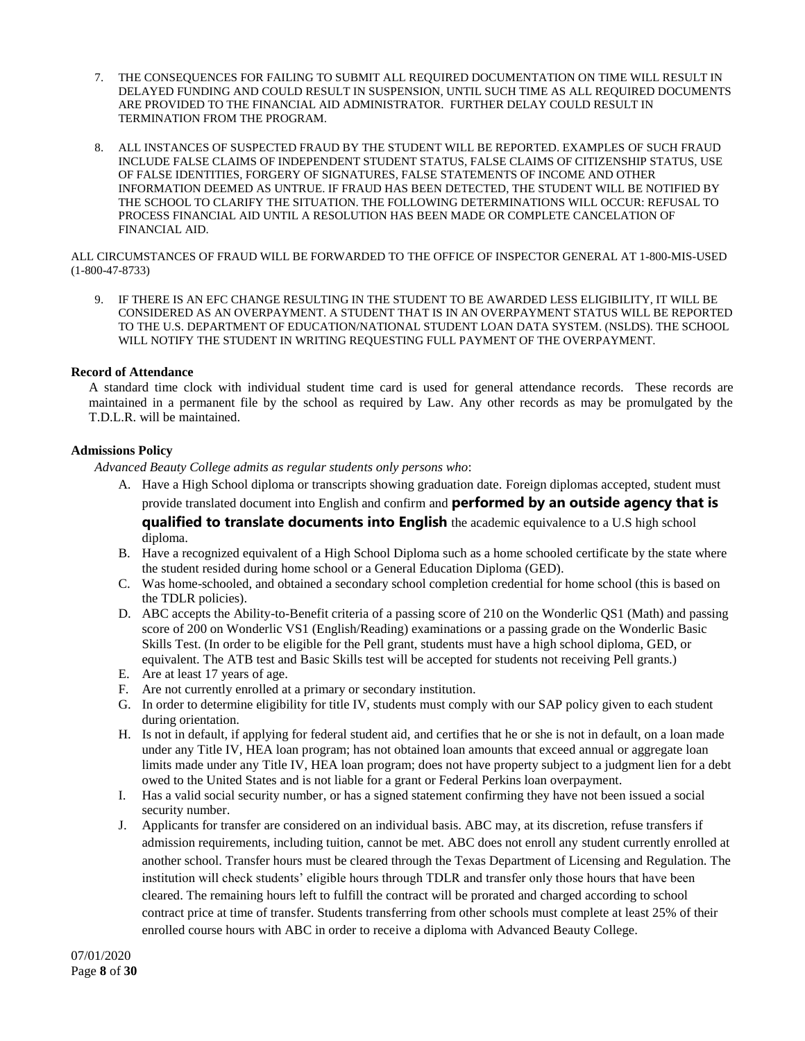7. THE CONSEQUENCES FOR FAILING TO SUBMIT ALL REQUIRED DOCUMENTATION ON TIME WILL RESULT IN DELAYED FUNDING AND COULD RESULT IN SUSPENSION, UNTIL SUCH TIME AS ALL REQUIRED DOCUMENTS ARE PROVIDED TO THE FINANCIAL AID ADMINISTRATOR. FURTHER DELAY COULD RESULT IN TERMINATION FROM THE PROGRAM.

8. ALL INSTANCES OF SUSPECTED FRAUD BY THE STUDENT WILL BE REPORTED. EXAMPLES OF SUCH FRAUD INCLUDE FALSE CLAIMS OF INDEPENDENT STUDENT STATUS, FALSE CLAIMS OF CITIZENSHIP STATUS, USE OF FALSE IDENTITIES, FORGERY OF SIGNATURES, FALSE STATEMENTS OF INCOME AND OTHER INFORMATION DEEMED AS UNTRUE. IF FRAUD HAS BEEN DETECTED, THE STUDENT WILL BE NOTIFIED BY THE SCHOOL TO CLARIFY THE SITUATION. THE FOLLOWING DETERMINATIONS WILL OCCUR: REFUSAL TO PROCESS FINANCIAL AID UNTIL A RESOLUTION HAS BEEN MADE OR COMPLETE CANCELATION OF FINANCIAL AID.

ALL CIRCUMSTANCES OF FRAUD WILL BE FORWARDED TO THE OFFICE OF INSPECTOR GENERAL AT 1-800-MIS-USED (1-800-47-8733)

9. IF THERE IS AN EFC CHANGE RESULTING IN THE STUDENT TO BE AWARDED LESS ELIGIBILITY, IT WILL BE CONSIDERED AS AN OVERPAYMENT. A STUDENT THAT IS IN AN OVERPAYMENT STATUS WILL BE REPORTED TO THE U.S. DEPARTMENT OF EDUCATION/NATIONAL STUDENT LOAN DATA SYSTEM. (NSLDS). THE SCHOOL WILL NOTIFY THE STUDENT IN WRITING REQUESTING FULL PAYMENT OF THE OVERPAYMENT.

**Record of Attendance**

A standard time clock with individual student time card is used for general attendance records. These records are maintained in a permanent file by the school as required by Law. Any other records as may be promulgated by the T.D.L.R. will be maintained.

**Admissions Policy**

*Advanced Beauty College admits as regular students only persons who*:

A. Have a High School diploma or transcripts showing graduation date. Foreign diplomas accepted, student must provide translated document into English and confirm and **performed by an outside agency that is qualified to translate documents into English** the academic equivalence to a U.S high school diploma.
B. Have a recognized equivalent of a High School Diploma such as a home schooled certificate by the state where the student resided during home school or a General Education Diploma (GED).
C. Was home-schooled, and obtained a secondary school completion credential for home school (this is based on the TDLR policies).
D. ABC accepts the Ability-to-Benefit criteria of a passing score of 210 on the Wonderlic QS1 (Math) and passing score of 200 on Wonderlic VS1 (English/Reading) examinations or a passing grade on the Wonderlic Basic Skills Test. (In order to be eligible for the Pell grant, students must have a high school diploma, GED, or equivalent. The ATB test and Basic Skills test will be accepted for students not receiving Pell grants.)
E. Are at least 17 years of age.
F. Are not currently enrolled at a primary or secondary institution.
G. In order to determine eligibility for title IV, students must comply with our SAP policy given to each student during orientation.
H. Is not in default, if applying for federal student aid, and certifies that he or she is not in default, on a loan made under any Title IV, HEA loan program; has not obtained loan amounts that exceed annual or aggregate loan limits made under any Title IV, HEA loan program; does not have property subject to a judgment lien for a debt owed to the United States and is not liable for a grant or Federal Perkins loan overpayment.
I. Has a valid social security number, or has a signed statement confirming they have not been issued a social security number.
J. Applicants for transfer are considered on an individual basis. ABC may, at its discretion, refuse transfers if admission requirements, including tuition, cannot be met. ABC does not enroll any student currently enrolled at another school. Transfer hours must be cleared through the Texas Department of Licensing and Regulation. The institution will check students' eligible hours through TDLR and transfer only those hours that have been cleared. The remaining hours left to fulfill the contract will be prorated and charged according to school contract price at time of transfer. Students transferring from other schools must complete at least 25% of their enrolled course hours with ABC in order to receive a diploma with Advanced Beauty College.

07/01/2020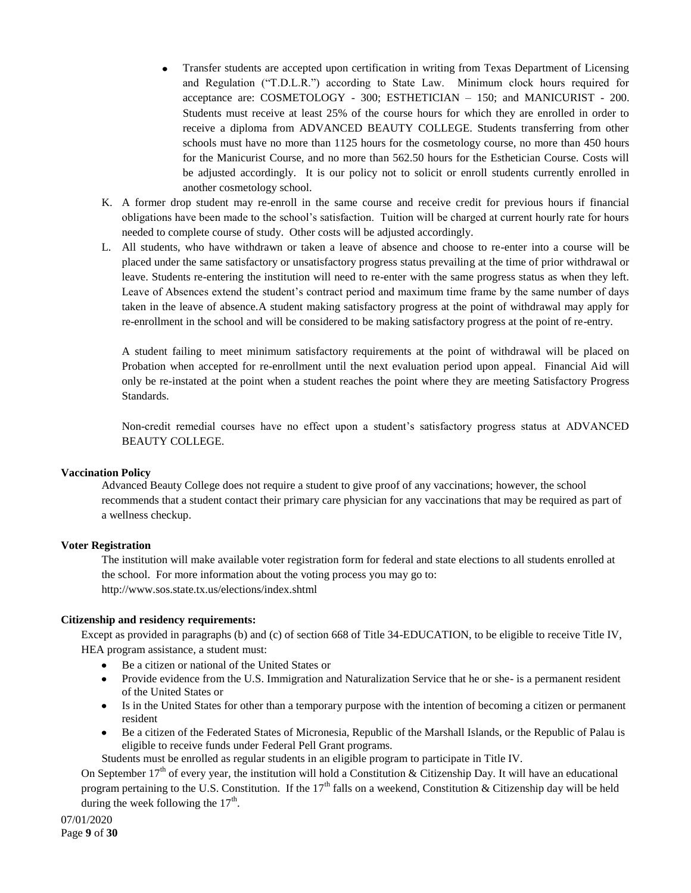- Transfer students are accepted upon certification in writing from Texas Department of Licensing and Regulation ("T.D.L.R.") according to State Law. Minimum clock hours required for acceptance are: COSMETOLOGY - 300; ESTHETICIAN – 150; and MANICURIST - 200. Students must receive at least 25% of the course hours for which they are enrolled in order to receive a diploma from ADVANCED BEAUTY COLLEGE. Students transferring from other schools must have no more than 1125 hours for the cosmetology course, no more than 450 hours for the Manicurist Course, and no more than 562.50 hours for the Esthetician Course. Costs will be adjusted accordingly. It is our policy not to solicit or enroll students currently enrolled in another cosmetology school.

K. A former drop student may re-enroll in the same course and receive credit for previous hours if financial obligations have been made to the school's satisfaction. Tuition will be charged at current hourly rate for hours needed to complete course of study. Other costs will be adjusted accordingly.

L. All students, who have withdrawn or taken a leave of absence and choose to re-enter into a course will be placed under the same satisfactory or unsatisfactory progress status prevailing at the time of prior withdrawal or leave. Students re-entering the institution will need to re-enter with the same progress status as when they left. Leave of Absences extend the student's contract period and maximum time frame by the same number of days taken in the leave of absence.A student making satisfactory progress at the point of withdrawal may apply for re-enrollment in the school and will be considered to be making satisfactory progress at the point of re-entry.

   A student failing to meet minimum satisfactory requirements at the point of withdrawal will be placed on Probation when accepted for re-enrollment until the next evaluation period upon appeal. Financial Aid will only be re-instated at the point when a student reaches the point where they are meeting Satisfactory Progress Standards.

   Non-credit remedial courses have no effect upon a student's satisfactory progress status at ADVANCED BEAUTY COLLEGE.

**Vaccination Policy**

Advanced Beauty College does not require a student to give proof of any vaccinations; however, the school recommends that a student contact their primary care physician for any vaccinations that may be required as part of a wellness checkup.

**Voter Registration**

The institution will make available voter registration form for federal and state elections to all students enrolled at the school. For more information about the voting process you may go to:
http://www.sos.state.tx.us/elections/index.shtml

**Citizenship and residency requirements:**

Except as provided in paragraphs (b) and (c) of section 668 of Title 34-EDUCATION, to be eligible to receive Title IV, HEA program assistance, a student must:

- Be a citizen or national of the United States or
- Provide evidence from the U.S. Immigration and Naturalization Service that he or she- is a permanent resident of the United States or
- Is in the United States for other than a temporary purpose with the intention of becoming a citizen or permanent resident
- Be a citizen of the Federated States of Micronesia, Republic of the Marshall Islands, or the Republic of Palau is eligible to receive funds under Federal Pell Grant programs.

Students must be enrolled as regular students in an eligible program to participate in Title IV.

On September 17th of every year, the institution will hold a Constitution & Citizenship Day. It will have an educational program pertaining to the U.S. Constitution. If the 17th falls on a weekend, Constitution & Citizenship day will be held during the week following the 17th.

07/01/2020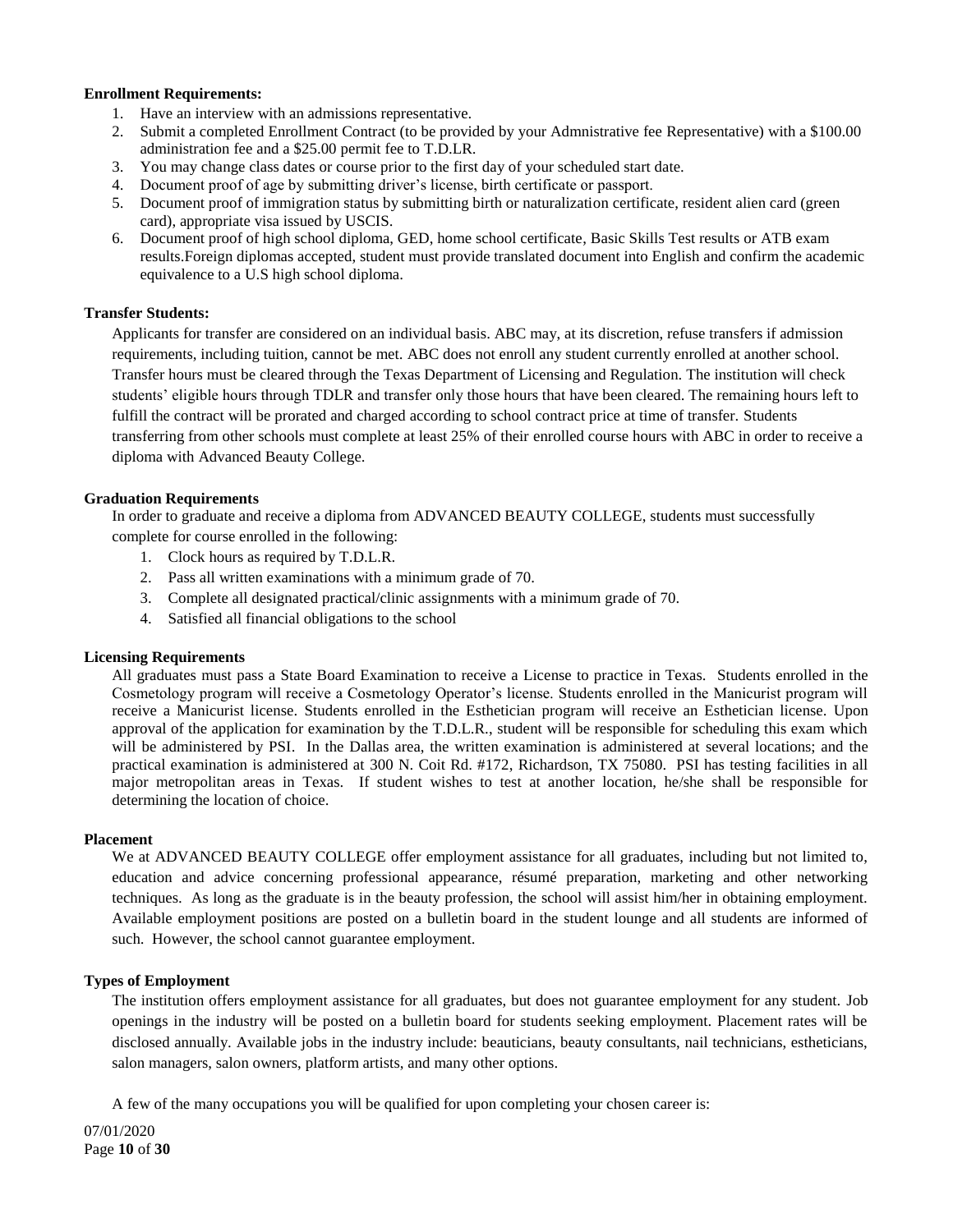**Enrollment Requirements:**

1. Have an interview with an admissions representative.
2. Submit a completed Enrollment Contract (to be provided by your Admnistrative fee Representative) with a $100.00 administration fee and a $25.00 permit fee to T.D.LR.
3. You may change class dates or course prior to the first day of your scheduled start date.
4. Document proof of age by submitting driver's license, birth certificate or passport.
5. Document proof of immigration status by submitting birth or naturalization certificate, resident alien card (green card), appropriate visa issued by USCIS.
6. Document proof of high school diploma, GED, home school certificate, Basic Skills Test results or ATB exam results.Foreign diplomas accepted, student must provide translated document into English and confirm the academic equivalence to a U.S high school diploma.

**Transfer Students:**

Applicants for transfer are considered on an individual basis. ABC may, at its discretion, refuse transfers if admission requirements, including tuition, cannot be met. ABC does not enroll any student currently enrolled at another school. Transfer hours must be cleared through the Texas Department of Licensing and Regulation. The institution will check students' eligible hours through TDLR and transfer only those hours that have been cleared. The remaining hours left to fulfill the contract will be prorated and charged according to school contract price at time of transfer. Students transferring from other schools must complete at least 25% of their enrolled course hours with ABC in order to receive a diploma with Advanced Beauty College.

**Graduation Requirements**

In order to graduate and receive a diploma from ADVANCED BEAUTY COLLEGE, students must successfully complete for course enrolled in the following:

1. Clock hours as required by T.D.L.R.
2. Pass all written examinations with a minimum grade of 70.
3. Complete all designated practical/clinic assignments with a minimum grade of 70.
4. Satisfied all financial obligations to the school

**Licensing Requirements**

All graduates must pass a State Board Examination to receive a License to practice in Texas. Students enrolled in the Cosmetology program will receive a Cosmetology Operator's license. Students enrolled in the Manicurist program will receive a Manicurist license. Students enrolled in the Esthetician program will receive an Esthetician license. Upon approval of the application for examination by the T.D.L.R., student will be responsible for scheduling this exam which will be administered by PSI. In the Dallas area, the written examination is administered at several locations; and the practical examination is administered at 300 N. Coit Rd. #172, Richardson, TX 75080. PSI has testing facilities in all major metropolitan areas in Texas. If student wishes to test at another location, he/she shall be responsible for determining the location of choice.

**Placement**

We at ADVANCED BEAUTY COLLEGE offer employment assistance for all graduates, including but not limited to, education and advice concerning professional appearance, résumé preparation, marketing and other networking techniques. As long as the graduate is in the beauty profession, the school will assist him/her in obtaining employment. Available employment positions are posted on a bulletin board in the student lounge and all students are informed of such. However, the school cannot guarantee employment.

**Types of Employment**

The institution offers employment assistance for all graduates, but does not guarantee employment for any student. Job openings in the industry will be posted on a bulletin board for students seeking employment. Placement rates will be disclosed annually. Available jobs in the industry include: beauticians, beauty consultants, nail technicians, estheticians, salon managers, salon owners, platform artists, and many other options.

A few of the many occupations you will be qualified for upon completing your chosen career is:

07/01/2020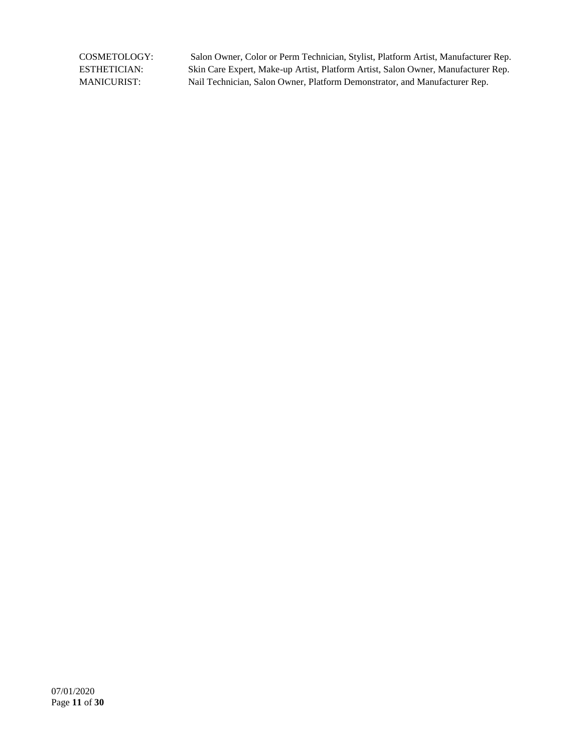| | |
|---|---|
| COSMETOLOGY: | Salon Owner, Color or Perm Technician, Stylist, Platform Artist, Manufacturer Rep. |
| ESTHETICIAN: | Skin Care Expert, Make-up Artist, Platform Artist, Salon Owner, Manufacturer Rep. |
| MANICURIST: | Nail Technician, Salon Owner, Platform Demonstrator, and Manufacturer Rep. |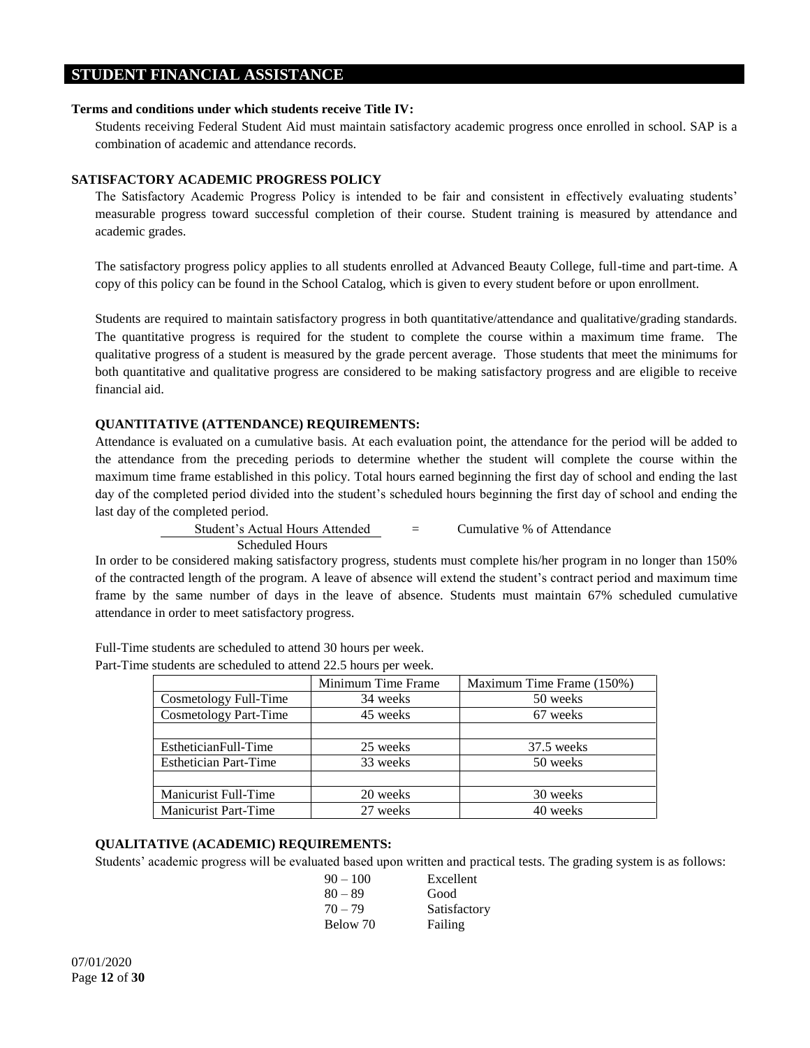## STUDENT FINANCIAL ASSISTANCE

**Terms and conditions under which students receive Title IV:**

Students receiving Federal Student Aid must maintain satisfactory academic progress once enrolled in school. SAP is a combination of academic and attendance records.

### SATISFACTORY ACADEMIC PROGRESS POLICY

The Satisfactory Academic Progress Policy is intended to be fair and consistent in effectively evaluating students' measurable progress toward successful completion of their course. Student training is measured by attendance and academic grades.

The satisfactory progress policy applies to all students enrolled at Advanced Beauty College, full-time and part-time. A copy of this policy can be found in the School Catalog, which is given to every student before or upon enrollment.

Students are required to maintain satisfactory progress in both quantitative/attendance and qualitative/grading standards. The quantitative progress is required for the student to complete the course within a maximum time frame. The qualitative progress of a student is measured by the grade percent average. Those students that meet the minimums for both quantitative and qualitative progress are considered to be making satisfactory progress and are eligible to receive financial aid.

#### QUANTITATIVE (ATTENDANCE) REQUIREMENTS:

Attendance is evaluated on a cumulative basis. At each evaluation point, the attendance for the period will be added to the attendance from the preceding periods to determine whether the student will complete the course within the maximum time frame established in this policy. Total hours earned beginning the first day of school and ending the last day of the completed period divided into the student's scheduled hours beginning the first day of school and ending the last day of the completed period.

$$\frac{\text{Student's Actual Hours Attended}}{\text{Scheduled Hours}} = \text{Cumulative \% of Attendance}$$

In order to be considered making satisfactory progress, students must complete his/her program in no longer than 150% of the contracted length of the program. A leave of absence will extend the student's contract period and maximum time frame by the same number of days in the leave of absence. Students must maintain 67% scheduled cumulative attendance in order to meet satisfactory progress.

Full-Time students are scheduled to attend 30 hours per week.
Part-Time students are scheduled to attend 22.5 hours per week.

| | Minimum Time Frame | Maximum Time Frame (150%) |
|---|---|---|
| Cosmetology Full-Time | 34 weeks | 50 weeks |
| Cosmetology Part-Time | 45 weeks | 67 weeks |
| | | |
| EstheticianFull-Time | 25 weeks | 37.5 weeks |
| Esthetician Part-Time | 33 weeks | 50 weeks |
| | | |
| Manicurist Full-Time | 20 weeks | 30 weeks |
| Manicurist Part-Time | 27 weeks | 40 weeks |

#### QUALITATIVE (ACADEMIC) REQUIREMENTS:

Students' academic progress will be evaluated based upon written and practical tests. The grading system is as follows:

| | |
|---|---|
| 90 – 100 | Excellent |
| 80 – 89 | Good |
| 70 – 79 | Satisfactory |
| Below 70 | Failing |

07/01/2020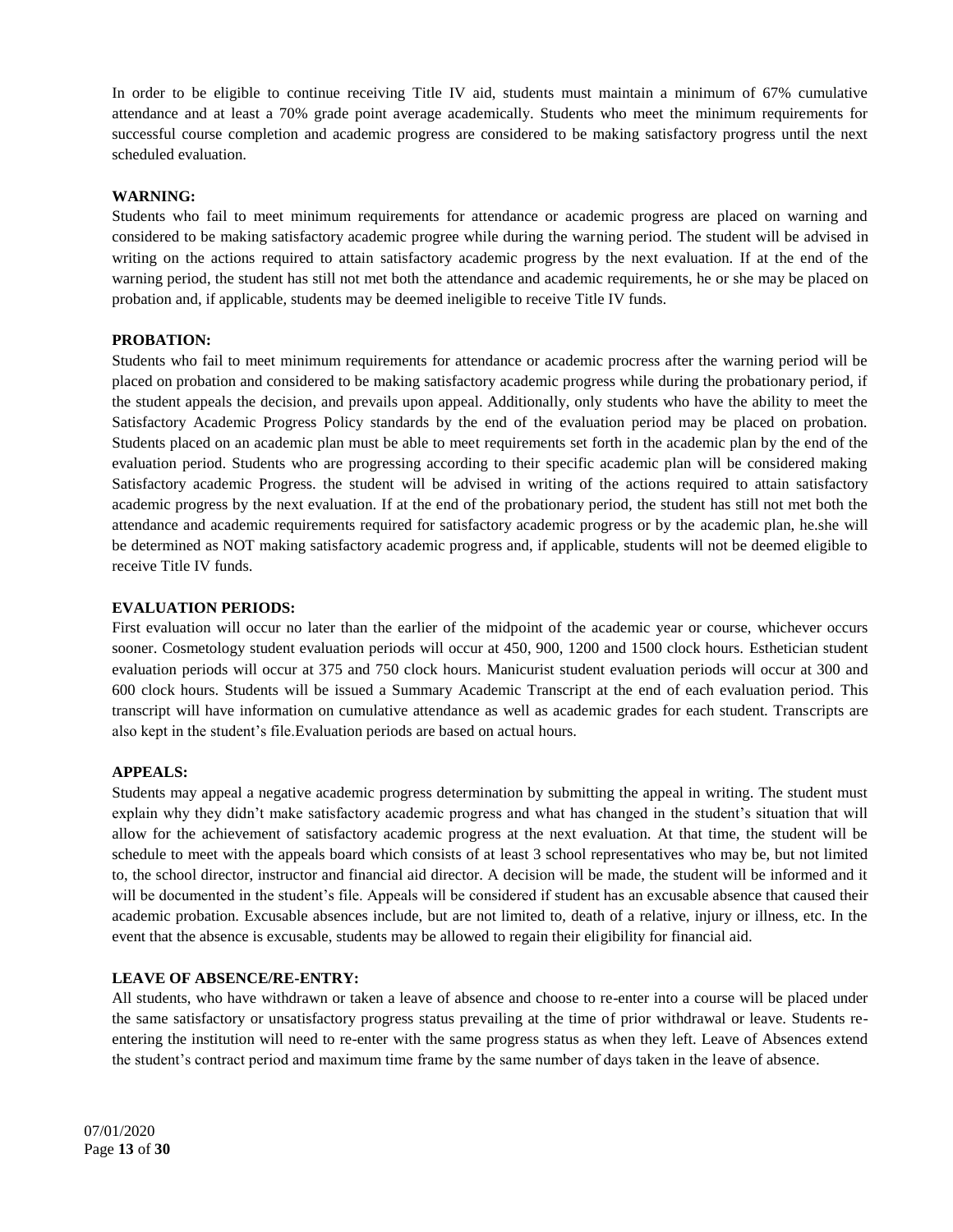In order to be eligible to continue receiving Title IV aid, students must maintain a minimum of 67% cumulative attendance and at least a 70% grade point average academically. Students who meet the minimum requirements for successful course completion and academic progress are considered to be making satisfactory progress until the next scheduled evaluation.

**WARNING:**

Students who fail to meet minimum requirements for attendance or academic progress are placed on warning and considered to be making satisfactory academic progree while during the warning period. The student will be advised in writing on the actions required to attain satisfactory academic progress by the next evaluation. If at the end of the warning period, the student has still not met both the attendance and academic requirements, he or she may be placed on probation and, if applicable, students may be deemed ineligible to receive Title IV funds.

**PROBATION:**

Students who fail to meet minimum requirements for attendance or academic procress after the warning period will be placed on probation and considered to be making satisfactory academic progress while during the probationary period, if the student appeals the decision, and prevails upon appeal. Additionally, only students who have the ability to meet the Satisfactory Academic Progress Policy standards by the end of the evaluation period may be placed on probation. Students placed on an academic plan must be able to meet requirements set forth in the academic plan by the end of the evaluation period. Students who are progressing according to their specific academic plan will be considered making Satisfactory academic Progress. the student will be advised in writing of the actions required to attain satisfactory academic progress by the next evaluation. If at the end of the probationary period, the student has still not met both the attendance and academic requirements required for satisfactory academic progress or by the academic plan, he.she will be determined as NOT making satisfactory academic progress and, if applicable, students will not be deemed eligible to receive Title IV funds.

**EVALUATION PERIODS:**

First evaluation will occur no later than the earlier of the midpoint of the academic year or course, whichever occurs sooner. Cosmetology student evaluation periods will occur at 450, 900, 1200 and 1500 clock hours. Esthetician student evaluation periods will occur at 375 and 750 clock hours. Manicurist student evaluation periods will occur at 300 and 600 clock hours. Students will be issued a Summary Academic Transcript at the end of each evaluation period. This transcript will have information on cumulative attendance as well as academic grades for each student. Transcripts are also kept in the student's file.Evaluation periods are based on actual hours.

**APPEALS:**

Students may appeal a negative academic progress determination by submitting the appeal in writing. The student must explain why they didn't make satisfactory academic progress and what has changed in the student's situation that will allow for the achievement of satisfactory academic progress at the next evaluation. At that time, the student will be schedule to meet with the appeals board which consists of at least 3 school representatives who may be, but not limited to, the school director, instructor and financial aid director. A decision will be made, the student will be informed and it will be documented in the student's file. Appeals will be considered if student has an excusable absence that caused their academic probation. Excusable absences include, but are not limited to, death of a relative, injury or illness, etc. In the event that the absence is excusable, students may be allowed to regain their eligibility for financial aid.

**LEAVE OF ABSENCE/RE-ENTRY:**

All students, who have withdrawn or taken a leave of absence and choose to re-enter into a course will be placed under the same satisfactory or unsatisfactory progress status prevailing at the time of prior withdrawal or leave. Students re-entering the institution will need to re-enter with the same progress status as when they left. Leave of Absences extend the student's contract period and maximum time frame by the same number of days taken in the leave of absence.

07/01/2020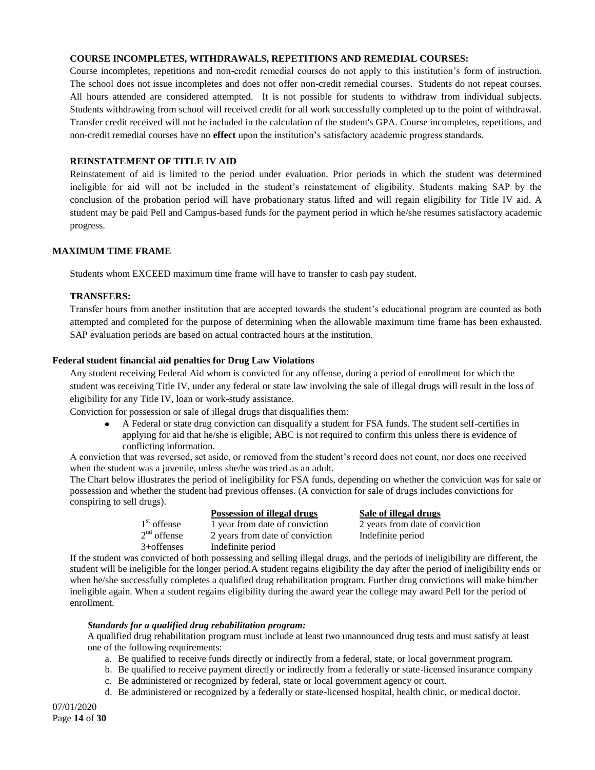### COURSE INCOMPLETES, WITHDRAWALS, REPETITIONS AND REMEDIAL COURSES:

Course incompletes, repetitions and non-credit remedial courses do not apply to this institution's form of instruction. The school does not issue incompletes and does not offer non-credit remedial courses. Students do not repeat courses. All hours attended are considered attempted. It is not possible for students to withdraw from individual subjects. Students withdrawing from school will received credit for all work successfully completed up to the point of withdrawal. Transfer credit received will not be included in the calculation of the student's GPA. Course incompletes, repetitions, and non-credit remedial courses have no **effect** upon the institution's satisfactory academic progress standards.

### REINSTATEMENT OF TITLE IV AID

Reinstatement of aid is limited to the period under evaluation. Prior periods in which the student was determined ineligible for aid will not be included in the student's reinstatement of eligibility. Students making SAP by the conclusion of the probation period will have probationary status lifted and will regain eligibility for Title IV aid. A student may be paid Pell and Campus-based funds for the payment period in which he/she resumes satisfactory academic progress.

### MAXIMUM TIME FRAME

Students whom EXCEED maximum time frame will have to transfer to cash pay student.

### TRANSFERS:

Transfer hours from another institution that are accepted towards the student's educational program are counted as both attempted and completed for the purpose of determining when the allowable maximum time frame has been exhausted. SAP evaluation periods are based on actual contracted hours at the institution.

### Federal student financial aid penalties for Drug Law Violations

Any student receiving Federal Aid whom is convicted for any offense, during a period of enrollment for which the student was receiving Title IV, under any federal or state law involving the sale of illegal drugs will result in the loss of eligibility for any Title IV, loan or work-study assistance.

Conviction for possession or sale of illegal drugs that disqualifies them:

- A Federal or state drug conviction can disqualify a student for FSA funds. The student self-certifies in applying for aid that he/she is eligible; ABC is not required to confirm this unless there is evidence of conflicting information.

A conviction that was reversed, set aside, or removed from the student's record does not count, nor does one received when the student was a juvenile, unless she/he was tried as an adult.

The Chart below illustrates the period of ineligibility for FSA funds, depending on whether the conviction was for sale or possession and whether the student had previous offenses. (A conviction for sale of drugs includes convictions for conspiring to sell drugs).

| | Possession of illegal drugs | Sale of illegal drugs |
|---|---|---|
| 1st offense | 1 year from date of conviction | 2 years from date of conviction |
| 2nd offense | 2 years from date of conviction | Indefinite period |
| 3+offenses | Indefinite period | |

If the student was convicted of both possessing and selling illegal drugs, and the periods of ineligibility are different, the student will be ineligible for the longer period.A student regains eligibility the day after the period of ineligibility ends or when he/she successfully completes a qualified drug rehabilitation program. Further drug convictions will make him/her ineligible again. When a student regains eligibility during the award year the college may award Pell for the period of enrollment.

***Standards for a qualified drug rehabilitation program:***

A qualified drug rehabilitation program must include at least two unannounced drug tests and must satisfy at least one of the following requirements:

a. Be qualified to receive funds directly or indirectly from a federal, state, or local government program.
b. Be qualified to receive payment directly or indirectly from a federally or state-licensed insurance company
c. Be administered or recognized by federal, state or local government agency or court.
d. Be administered or recognized by a federally or state-licensed hospital, health clinic, or medical doctor.

07/01/2020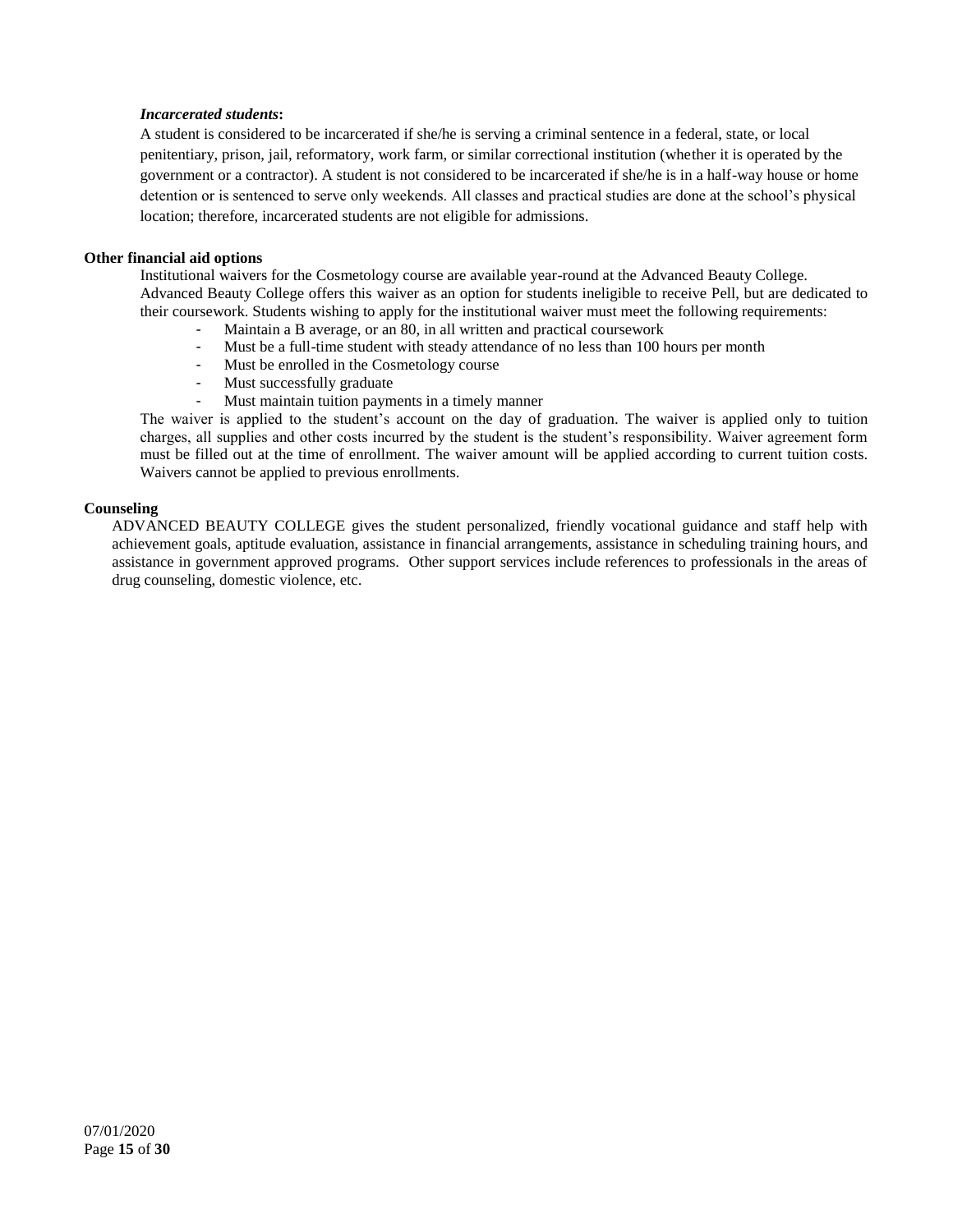***Incarcerated students*:**

A student is considered to be incarcerated if she/he is serving a criminal sentence in a federal, state, or local penitentiary, prison, jail, reformatory, work farm, or similar correctional institution (whether it is operated by the government or a contractor). A student is not considered to be incarcerated if she/he is in a half-way house or home detention or is sentenced to serve only weekends. All classes and practical studies are done at the school's physical location; therefore, incarcerated students are not eligible for admissions.

**Other financial aid options**

Institutional waivers for the Cosmetology course are available year-round at the Advanced Beauty College. Advanced Beauty College offers this waiver as an option for students ineligible to receive Pell, but are dedicated to their coursework. Students wishing to apply for the institutional waiver must meet the following requirements:

- Maintain a B average, or an 80, in all written and practical coursework
- Must be a full-time student with steady attendance of no less than 100 hours per month
- Must be enrolled in the Cosmetology course
- Must successfully graduate
- Must maintain tuition payments in a timely manner

The waiver is applied to the student's account on the day of graduation. The waiver is applied only to tuition charges, all supplies and other costs incurred by the student is the student's responsibility. Waiver agreement form must be filled out at the time of enrollment. The waiver amount will be applied according to current tuition costs. Waivers cannot be applied to previous enrollments.

**Counseling**

ADVANCED BEAUTY COLLEGE gives the student personalized, friendly vocational guidance and staff help with achievement goals, aptitude evaluation, assistance in financial arrangements, assistance in scheduling training hours, and assistance in government approved programs. Other support services include references to professionals in the areas of drug counseling, domestic violence, etc.

07/01/2020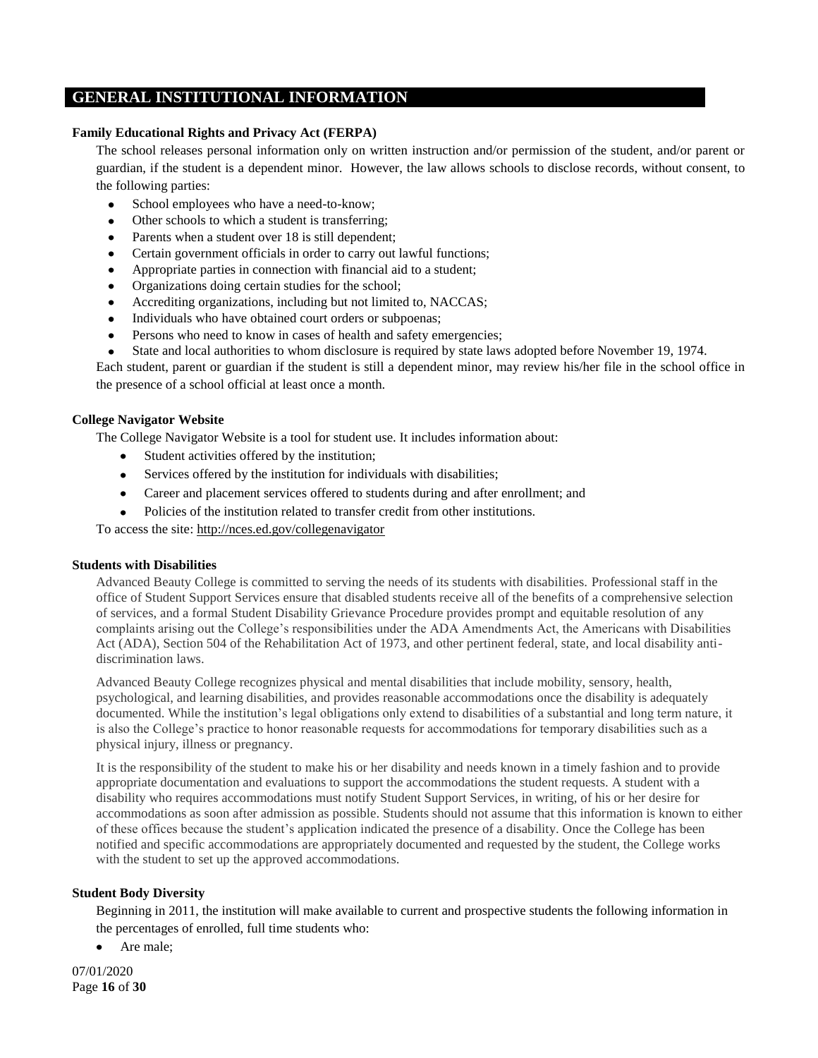## GENERAL INSTITUTIONAL INFORMATION

### Family Educational Rights and Privacy Act (FERPA)

The school releases personal information only on written instruction and/or permission of the student, and/or parent or guardian, if the student is a dependent minor. However, the law allows schools to disclose records, without consent, to the following parties:

- School employees who have a need-to-know;
- Other schools to which a student is transferring;
- Parents when a student over 18 is still dependent;
- Certain government officials in order to carry out lawful functions;
- Appropriate parties in connection with financial aid to a student;
- Organizations doing certain studies for the school;
- Accrediting organizations, including but not limited to, NACCAS;
- Individuals who have obtained court orders or subpoenas;
- Persons who need to know in cases of health and safety emergencies;
- State and local authorities to whom disclosure is required by state laws adopted before November 19, 1974.

Each student, parent or guardian if the student is still a dependent minor, may review his/her file in the school office in the presence of a school official at least once a month.

### College Navigator Website

The College Navigator Website is a tool for student use. It includes information about:

- Student activities offered by the institution;
- Services offered by the institution for individuals with disabilities;
- Career and placement services offered to students during and after enrollment; and
- Policies of the institution related to transfer credit from other institutions.

To access the site: http://nces.ed.gov/collegenavigator

### Students with Disabilities

Advanced Beauty College is committed to serving the needs of its students with disabilities. Professional staff in the office of Student Support Services ensure that disabled students receive all of the benefits of a comprehensive selection of services, and a formal Student Disability Grievance Procedure provides prompt and equitable resolution of any complaints arising out the College's responsibilities under the ADA Amendments Act, the Americans with Disabilities Act (ADA), Section 504 of the Rehabilitation Act of 1973, and other pertinent federal, state, and local disability anti-discrimination laws.

Advanced Beauty College recognizes physical and mental disabilities that include mobility, sensory, health, psychological, and learning disabilities, and provides reasonable accommodations once the disability is adequately documented. While the institution's legal obligations only extend to disabilities of a substantial and long term nature, it is also the College's practice to honor reasonable requests for accommodations for temporary disabilities such as a physical injury, illness or pregnancy.

It is the responsibility of the student to make his or her disability and needs known in a timely fashion and to provide appropriate documentation and evaluations to support the accommodations the student requests. A student with a disability who requires accommodations must notify Student Support Services, in writing, of his or her desire for accommodations as soon after admission as possible. Students should not assume that this information is known to either of these offices because the student's application indicated the presence of a disability. Once the College has been notified and specific accommodations are appropriately documented and requested by the student, the College works with the student to set up the approved accommodations.

### Student Body Diversity

Beginning in 2011, the institution will make available to current and prospective students the following information in the percentages of enrolled, full time students who:

- Are male;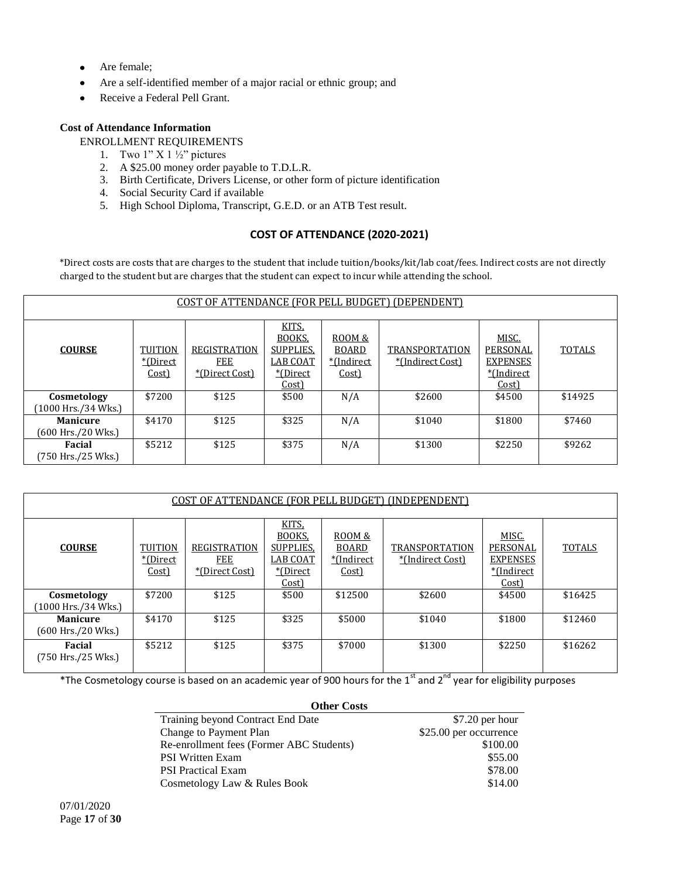- Are female;
- Are a self-identified member of a major racial or ethnic group; and
- Receive a Federal Pell Grant.

**Cost of Attendance Information**

ENROLLMENT REQUIREMENTS

1. Two 1" X 1 ½" pictures
2. A $25.00 money order payable to T.D.L.R.
3. Birth Certificate, Drivers License, or other form of picture identification
4. Social Security Card if available
5. High School Diploma, Transcript, G.E.D. or an ATB Test result.

## COST OF ATTENDANCE (2020-2021)

*Direct costs are costs that are charges to the student that include tuition/books/kit/lab coat/fees. Indirect costs are not directly charged to the student but are charges that the student can expect to incur while attending the school.

| COST OF ATTENDANCE (FOR PELL BUDGET) (DEPENDENT) | | | | | | | |
|---|---|---|---|---|---|---|---|
| **COURSE** | TUITION *(Direct Cost) | REGISTRATION FEE *(Direct Cost) | KITS, BOOKS, SUPPLIES, LAB COAT *(Direct Cost) | ROOM & BOARD *(Indirect Cost) | TRANSPORTATION *(Indirect Cost) | MISC. PERSONAL EXPENSES *(Indirect Cost) | TOTALS |
| **Cosmetology** (1000 Hrs./34 Wks.) | $7200 | $125 | $500 | N/A | $2600 | $4500 | $14925 |
| **Manicure** (600 Hrs./20 Wks.) | $4170 | $125 | $325 | N/A | $1040 | $1800 | $7460 |
| **Facial** (750 Hrs./25 Wks.) | $5212 | $125 | $375 | N/A | $1300 | $2250 | $9262 |

| COST OF ATTENDANCE (FOR PELL BUDGET) (INDEPENDENT) | | | | | | | |
|---|---|---|---|---|---|---|---|
| **COURSE** | TUITION *(Direct Cost) | REGISTRATION FEE *(Direct Cost) | KITS, BOOKS, SUPPLIES, LAB COAT *(Direct Cost) | ROOM & BOARD *(Indirect Cost) | TRANSPORTATION *(Indirect Cost) | MISC. PERSONAL EXPENSES *(Indirect Cost) | TOTALS |
| **Cosmetology** (1000 Hrs./34 Wks.) | $7200 | $125 | $500 | $12500 | $2600 | $4500 | $16425 |
| **Manicure** (600 Hrs./20 Wks.) | $4170 | $125 | $325 | $5000 | $1040 | $1800 | $12460 |
| **Facial** (750 Hrs./25 Wks.) | $5212 | $125 | $375 | $7000 | $1300 | $2250 | $16262 |

*The Cosmetology course is based on an academic year of 900 hours for the 1st and 2nd year for eligibility purposes

| **Other Costs** | |
|---|---|
| Training beyond Contract End Date | $7.20 per hour |
| Change to Payment Plan | $25.00 per occurrence |
| Re-enrollment fees (Former ABC Students) | $100.00 |
| PSI Written Exam | $55.00 |
| PSI Practical Exam | $78.00 |
| Cosmetology Law & Rules Book | $14.00 |

07/01/2020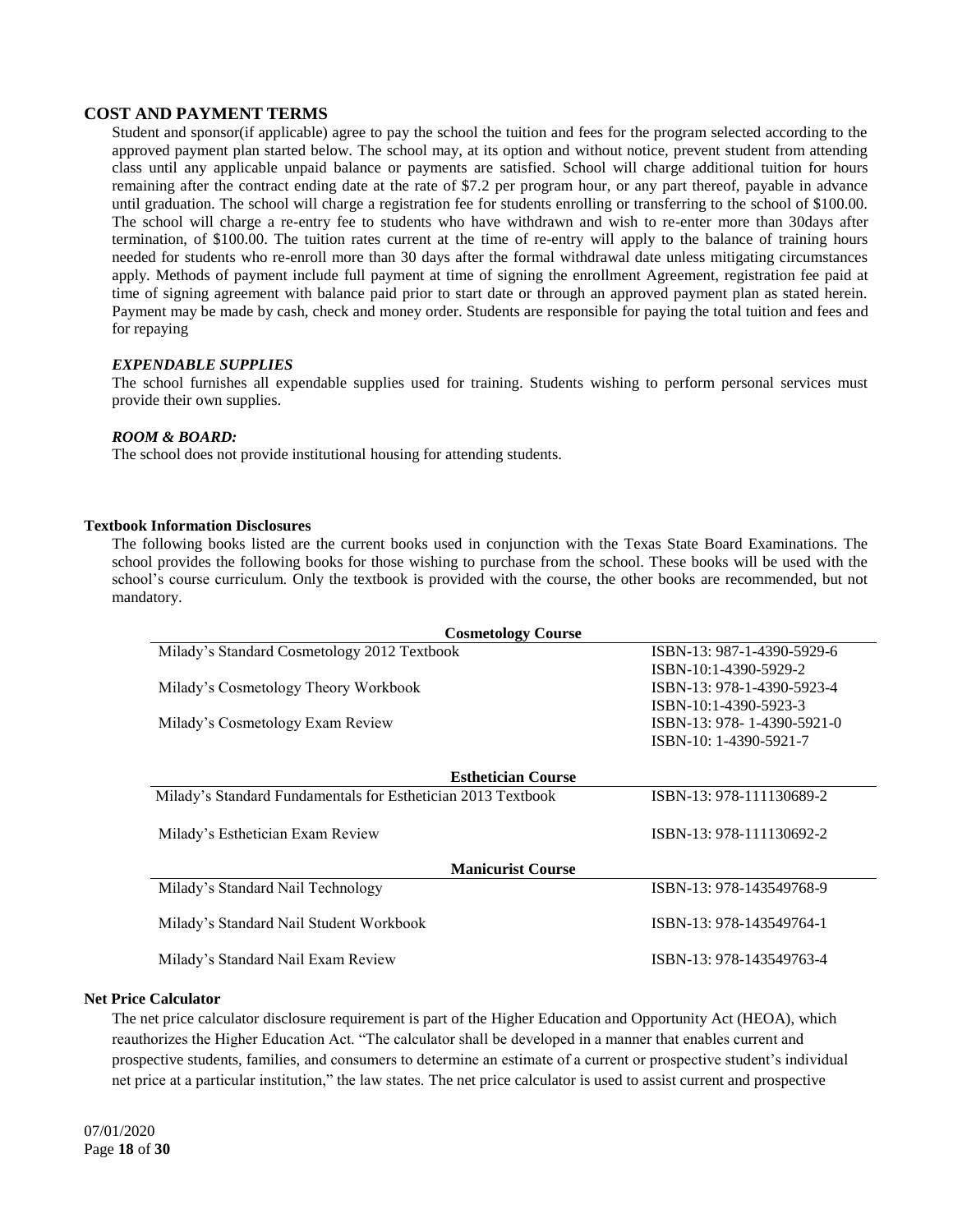## COST AND PAYMENT TERMS

Student and sponsor(if applicable) agree to pay the school the tuition and fees for the program selected according to the approved payment plan started below. The school may, at its option and without notice, prevent student from attending class until any applicable unpaid balance or payments are satisfied. School will charge additional tuition for hours remaining after the contract ending date at the rate of $7.2 per program hour, or any part thereof, payable in advance until graduation. The school will charge a registration fee for students enrolling or transferring to the school of $100.00. The school will charge a re-entry fee to students who have withdrawn and wish to re-enter more than 30days after termination, of $100.00. The tuition rates current at the time of re-entry will apply to the balance of training hours needed for students who re-enroll more than 30 days after the formal withdrawal date unless mitigating circumstances apply. Methods of payment include full payment at time of signing the enrollment Agreement, registration fee paid at time of signing agreement with balance paid prior to start date or through an approved payment plan as stated herein. Payment may be made by cash, check and money order. Students are responsible for paying the total tuition and fees and for repaying

### *EXPENDABLE SUPPLIES*

The school furnishes all expendable supplies used for training. Students wishing to perform personal services must provide their own supplies.

### *ROOM & BOARD:*

The school does not provide institutional housing for attending students.

### Textbook Information Disclosures

The following books listed are the current books used in conjunction with the Texas State Board Examinations. The school provides the following books for those wishing to purchase from the school. These books will be used with the school's course curriculum. Only the textbook is provided with the course, the other books are recommended, but not mandatory.

| **Cosmetology Course** | |
|---|---|
| Milady's Standard Cosmetology 2012 Textbook | ISBN-13: 987-1-4390-5929-6<br>ISBN-10:1-4390-5929-2 |
| Milady's Cosmetology Theory Workbook | ISBN-13: 978-1-4390-5923-4<br>ISBN-10:1-4390-5923-3 |
| Milady's Cosmetology Exam Review | ISBN-13: 978- 1-4390-5921-0<br>ISBN-10: 1-4390-5921-7 |

| **Esthetician Course** | |
|---|---|
| Milady's Standard Fundamentals for Esthetician 2013 Textbook | ISBN-13: 978-111130689-2 |
| Milady's Esthetician Exam Review | ISBN-13: 978-111130692-2 |

| **Manicurist Course** | |
|---|---|
| Milady's Standard Nail Technology | ISBN-13: 978-143549768-9 |
| Milady's Standard Nail Student Workbook | ISBN-13: 978-143549764-1 |
| Milady's Standard Nail Exam Review | ISBN-13: 978-143549763-4 |

### Net Price Calculator

The net price calculator disclosure requirement is part of the Higher Education and Opportunity Act (HEOA), which reauthorizes the Higher Education Act. "The calculator shall be developed in a manner that enables current and prospective students, families, and consumers to determine an estimate of a current or prospective student's individual net price at a particular institution," the law states. The net price calculator is used to assist current and prospective

07/01/2020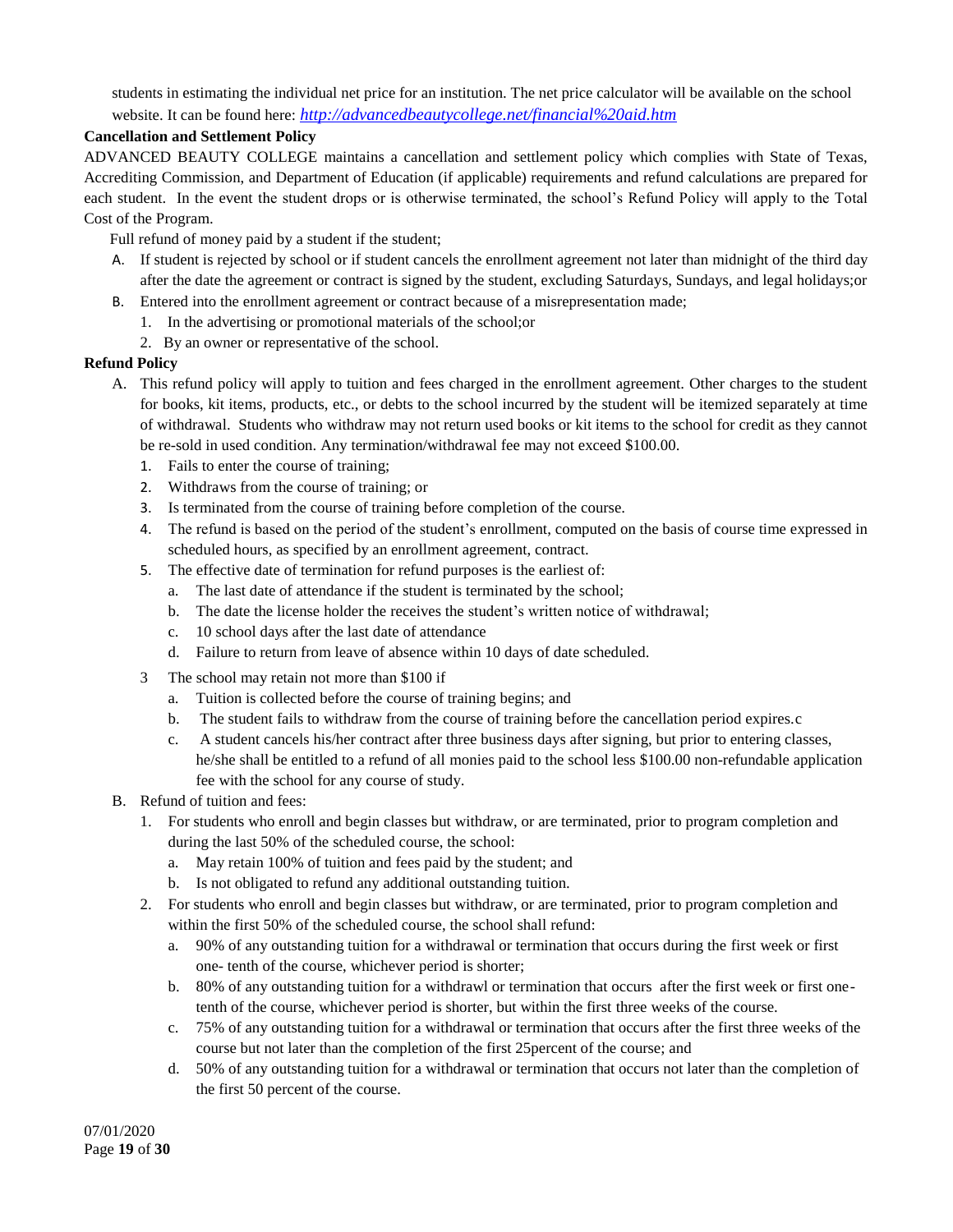students in estimating the individual net price for an institution. The net price calculator will be available on the school website. It can be found here: *http://advancedbeautycollege.net/financial%20aid.htm*

**Cancellation and Settlement Policy**

ADVANCED BEAUTY COLLEGE maintains a cancellation and settlement policy which complies with State of Texas, Accrediting Commission, and Department of Education (if applicable) requirements and refund calculations are prepared for each student. In the event the student drops or is otherwise terminated, the school's Refund Policy will apply to the Total Cost of the Program.

Full refund of money paid by a student if the student;

A. If student is rejected by school or if student cancels the enrollment agreement not later than midnight of the third day after the date the agreement or contract is signed by the student, excluding Saturdays, Sundays, and legal holidays;or
B. Entered into the enrollment agreement or contract because of a misrepresentation made;
   1. In the advertising or promotional materials of the school;or
   2. By an owner or representative of the school.

**Refund Policy**

A. This refund policy will apply to tuition and fees charged in the enrollment agreement. Other charges to the student for books, kit items, products, etc., or debts to the school incurred by the student will be itemized separately at time of withdrawal. Students who withdraw may not return used books or kit items to the school for credit as they cannot be re-sold in used condition. Any termination/withdrawal fee may not exceed $100.00.
   1. Fails to enter the course of training;
   2. Withdraws from the course of training; or
   3. Is terminated from the course of training before completion of the course.
   4. The refund is based on the period of the student's enrollment, computed on the basis of course time expressed in scheduled hours, as specified by an enrollment agreement, contract.
   5. The effective date of termination for refund purposes is the earliest of:
      a. The last date of attendance if the student is terminated by the school;
      b. The date the license holder the receives the student's written notice of withdrawal;
      c. 10 school days after the last date of attendance
      d. Failure to return from leave of absence within 10 days of date scheduled.

   3 The school may retain not more than $100 if
      a. Tuition is collected before the course of training begins; and
      b. The student fails to withdraw from the course of training before the cancellation period expires.c
      c. A student cancels his/her contract after three business days after signing, but prior to entering classes, he/she shall be entitled to a refund of all monies paid to the school less $100.00 non-refundable application fee with the school for any course of study.

B. Refund of tuition and fees:
   1. For students who enroll and begin classes but withdraw, or are terminated, prior to program completion and during the last 50% of the scheduled course, the school:
      a. May retain 100% of tuition and fees paid by the student; and
      b. Is not obligated to refund any additional outstanding tuition.
   2. For students who enroll and begin classes but withdraw, or are terminated, prior to program completion and within the first 50% of the scheduled course, the school shall refund:
      a. 90% of any outstanding tuition for a withdrawal or termination that occurs during the first week or first one- tenth of the course, whichever period is shorter;
      b. 80% of any outstanding tuition for a withdrawl or termination that occurs after the first week or first one-tenth of the course, whichever period is shorter, but within the first three weeks of the course.
      c. 75% of any outstanding tuition for a withdrawal or termination that occurs after the first three weeks of the course but not later than the completion of the first 25percent of the course; and
      d. 50% of any outstanding tuition for a withdrawal or termination that occurs not later than the completion of the first 50 percent of the course.

07/01/2020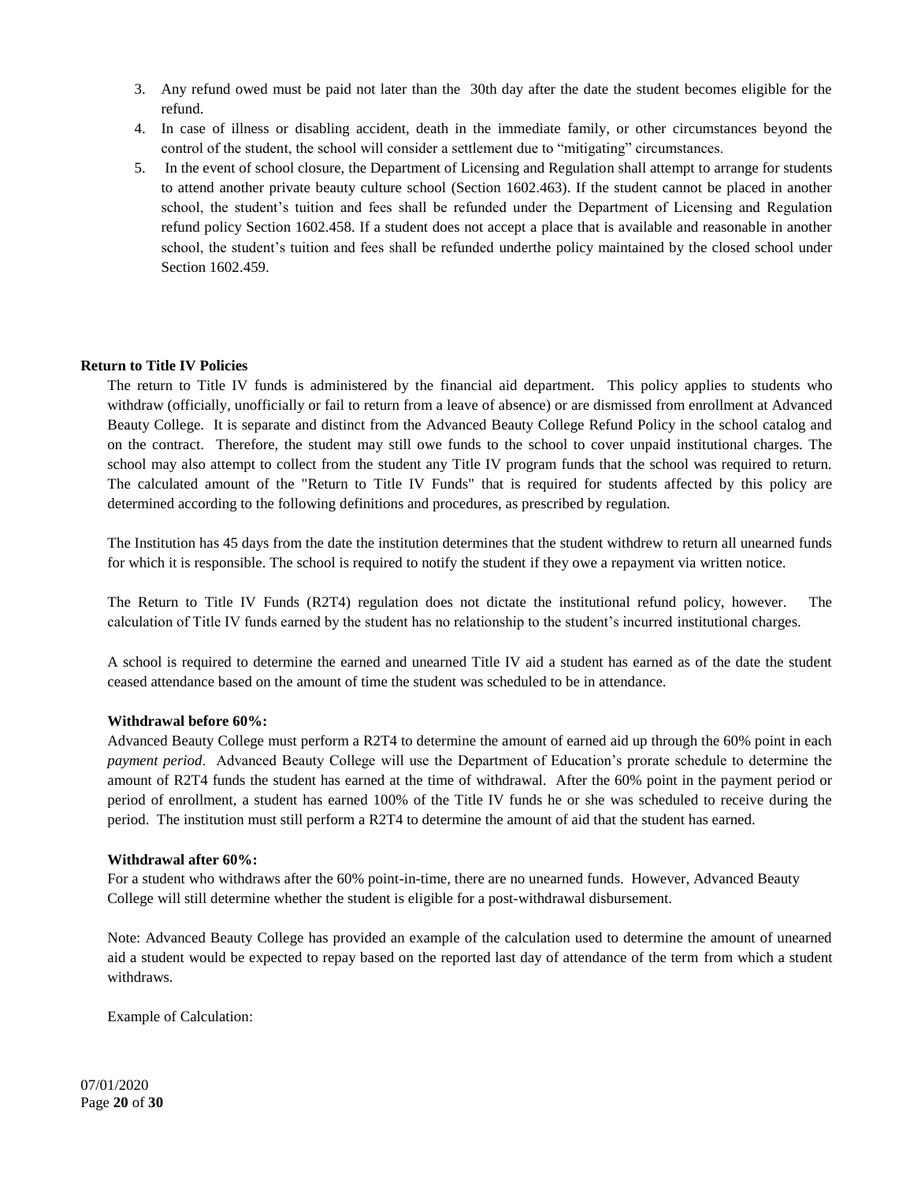3. Any refund owed must be paid not later than the 30th day after the date the student becomes eligible for the refund.
4. In case of illness or disabling accident, death in the immediate family, or other circumstances beyond the control of the student, the school will consider a settlement due to "mitigating" circumstances.
5. In the event of school closure, the Department of Licensing and Regulation shall attempt to arrange for students to attend another private beauty culture school (Section 1602.463). If the student cannot be placed in another school, the student's tuition and fees shall be refunded under the Department of Licensing and Regulation refund policy Section 1602.458. If a student does not accept a place that is available and reasonable in another school, the student's tuition and fees shall be refunded underthe policy maintained by the closed school under Section 1602.459.

**Return to Title IV Policies**

The return to Title IV funds is administered by the financial aid department. This policy applies to students who withdraw (officially, unofficially or fail to return from a leave of absence) or are dismissed from enrollment at Advanced Beauty College. It is separate and distinct from the Advanced Beauty College Refund Policy in the school catalog and on the contract. Therefore, the student may still owe funds to the school to cover unpaid institutional charges. The school may also attempt to collect from the student any Title IV program funds that the school was required to return. The calculated amount of the "Return to Title IV Funds" that is required for students affected by this policy are determined according to the following definitions and procedures, as prescribed by regulation.

The Institution has 45 days from the date the institution determines that the student withdrew to return all unearned funds for which it is responsible. The school is required to notify the student if they owe a repayment via written notice.

The Return to Title IV Funds (R2T4) regulation does not dictate the institutional refund policy, however. The calculation of Title IV funds earned by the student has no relationship to the student's incurred institutional charges.

A school is required to determine the earned and unearned Title IV aid a student has earned as of the date the student ceased attendance based on the amount of time the student was scheduled to be in attendance.

**Withdrawal before 60%:**

Advanced Beauty College must perform a R2T4 to determine the amount of earned aid up through the 60% point in each *payment period*. Advanced Beauty College will use the Department of Education's prorate schedule to determine the amount of R2T4 funds the student has earned at the time of withdrawal. After the 60% point in the payment period or period of enrollment, a student has earned 100% of the Title IV funds he or she was scheduled to receive during the period. The institution must still perform a R2T4 to determine the amount of aid that the student has earned.

**Withdrawal after 60%:**

For a student who withdraws after the 60% point-in-time, there are no unearned funds. However, Advanced Beauty College will still determine whether the student is eligible for a post-withdrawal disbursement.

Note: Advanced Beauty College has provided an example of the calculation used to determine the amount of unearned aid a student would be expected to repay based on the reported last day of attendance of the term from which a student withdraws.

Example of Calculation: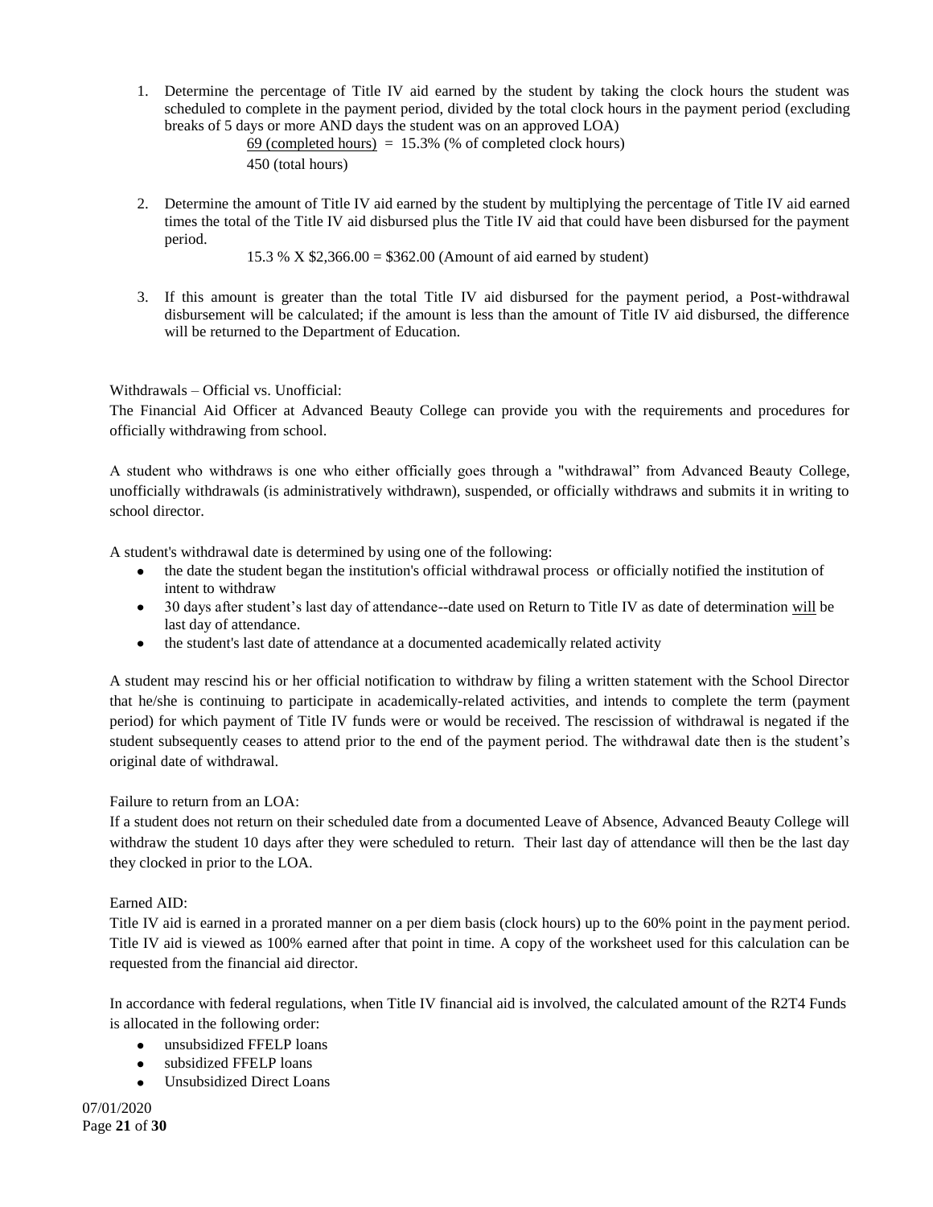1. Determine the percentage of Title IV aid earned by the student by taking the clock hours the student was scheduled to complete in the payment period, divided by the total clock hours in the payment period (excluding breaks of 5 days or more AND days the student was on an approved LOA)

   69 (completed hours) = 15.3% (% of completed clock hours)
   450 (total hours)

2. Determine the amount of Title IV aid earned by the student by multiplying the percentage of Title IV aid earned times the total of the Title IV aid disbursed plus the Title IV aid that could have been disbursed for the payment period.

   15.3 % X $2,366.00 = $362.00 (Amount of aid earned by student)

3. If this amount is greater than the total Title IV aid disbursed for the payment period, a Post-withdrawal disbursement will be calculated; if the amount is less than the amount of Title IV aid disbursed, the difference will be returned to the Department of Education.

Withdrawals – Official vs. Unofficial:
The Financial Aid Officer at Advanced Beauty College can provide you with the requirements and procedures for officially withdrawing from school.

A student who withdraws is one who either officially goes through a "withdrawal" from Advanced Beauty College, unofficially withdrawals (is administratively withdrawn), suspended, or officially withdraws and submits it in writing to school director.

A student's withdrawal date is determined by using one of the following:

- the date the student began the institution's official withdrawal process or officially notified the institution of intent to withdraw
- 30 days after student's last day of attendance--date used on Return to Title IV as date of determination will be last day of attendance.
- the student's last date of attendance at a documented academically related activity

A student may rescind his or her official notification to withdraw by filing a written statement with the School Director that he/she is continuing to participate in academically-related activities, and intends to complete the term (payment period) for which payment of Title IV funds were or would be received. The rescission of withdrawal is negated if the student subsequently ceases to attend prior to the end of the payment period. The withdrawal date then is the student's original date of withdrawal.

Failure to return from an LOA:
If a student does not return on their scheduled date from a documented Leave of Absence, Advanced Beauty College will withdraw the student 10 days after they were scheduled to return. Their last day of attendance will then be the last day they clocked in prior to the LOA.

Earned AID:
Title IV aid is earned in a prorated manner on a per diem basis (clock hours) up to the 60% point in the payment period. Title IV aid is viewed as 100% earned after that point in time. A copy of the worksheet used for this calculation can be requested from the financial aid director.

In accordance with federal regulations, when Title IV financial aid is involved, the calculated amount of the R2T4 Funds is allocated in the following order:

- unsubsidized FFELP loans
- subsidized FFELP loans
- Unsubsidized Direct Loans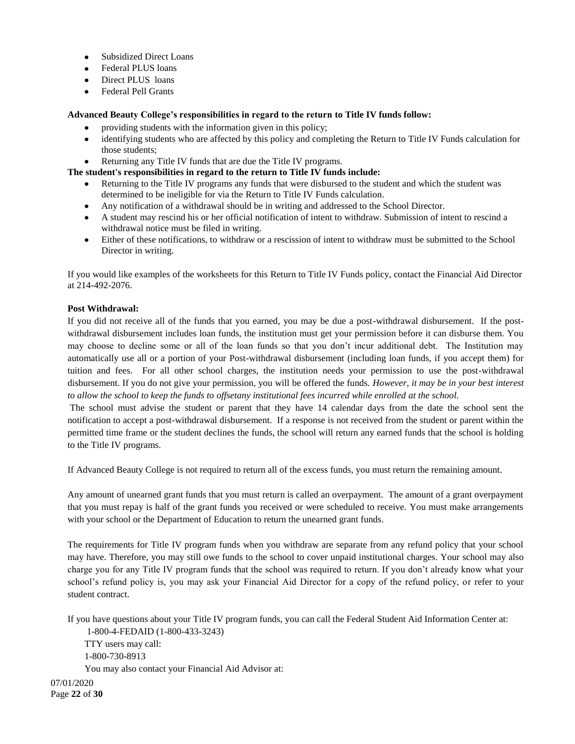- Subsidized Direct Loans
- Federal PLUS loans
- Direct PLUS loans
- Federal Pell Grants

**Advanced Beauty College's responsibilities in regard to the return to Title IV funds follow:**

- providing students with the information given in this policy;
- identifying students who are affected by this policy and completing the Return to Title IV Funds calculation for those students;
- Returning any Title IV funds that are due the Title IV programs.

**The student's responsibilities in regard to the return to Title IV funds include:**

- Returning to the Title IV programs any funds that were disbursed to the student and which the student was determined to be ineligible for via the Return to Title IV Funds calculation.
- Any notification of a withdrawal should be in writing and addressed to the School Director.
- A student may rescind his or her official notification of intent to withdraw. Submission of intent to rescind a withdrawal notice must be filed in writing.
- Either of these notifications, to withdraw or a rescission of intent to withdraw must be submitted to the School Director in writing.

If you would like examples of the worksheets for this Return to Title IV Funds policy, contact the Financial Aid Director at 214-492-2076.

**Post Withdrawal:**

If you did not receive all of the funds that you earned, you may be due a post-withdrawal disbursement. If the post-withdrawal disbursement includes loan funds, the institution must get your permission before it can disburse them. You may choose to decline some or all of the loan funds so that you don't incur additional debt. The Institution may automatically use all or a portion of your Post-withdrawal disbursement (including loan funds, if you accept them) for tuition and fees. For all other school charges, the institution needs your permission to use the post-withdrawal disbursement. If you do not give your permission, you will be offered the funds. *However, it may be in your best interest to allow the school to keep the funds to offsetany institutional fees incurred while enrolled at the school.*

The school must advise the student or parent that they have 14 calendar days from the date the school sent the notification to accept a post-withdrawal disbursement. If a response is not received from the student or parent within the permitted time frame or the student declines the funds, the school will return any earned funds that the school is holding to the Title IV programs.

If Advanced Beauty College is not required to return all of the excess funds, you must return the remaining amount.

Any amount of unearned grant funds that you must return is called an overpayment. The amount of a grant overpayment that you must repay is half of the grant funds you received or were scheduled to receive. You must make arrangements with your school or the Department of Education to return the unearned grant funds.

The requirements for Title IV program funds when you withdraw are separate from any refund policy that your school may have. Therefore, you may still owe funds to the school to cover unpaid institutional charges. Your school may also charge you for any Title IV program funds that the school was required to return. If you don't already know what your school's refund policy is, you may ask your Financial Aid Director for a copy of the refund policy, or refer to your student contract.

If you have questions about your Title IV program funds, you can call the Federal Student Aid Information Center at:

1-800-4-FEDAID (1-800-433-3243)
TTY users may call:
1-800-730-8913
You may also contact your Financial Aid Advisor at:

07/01/2020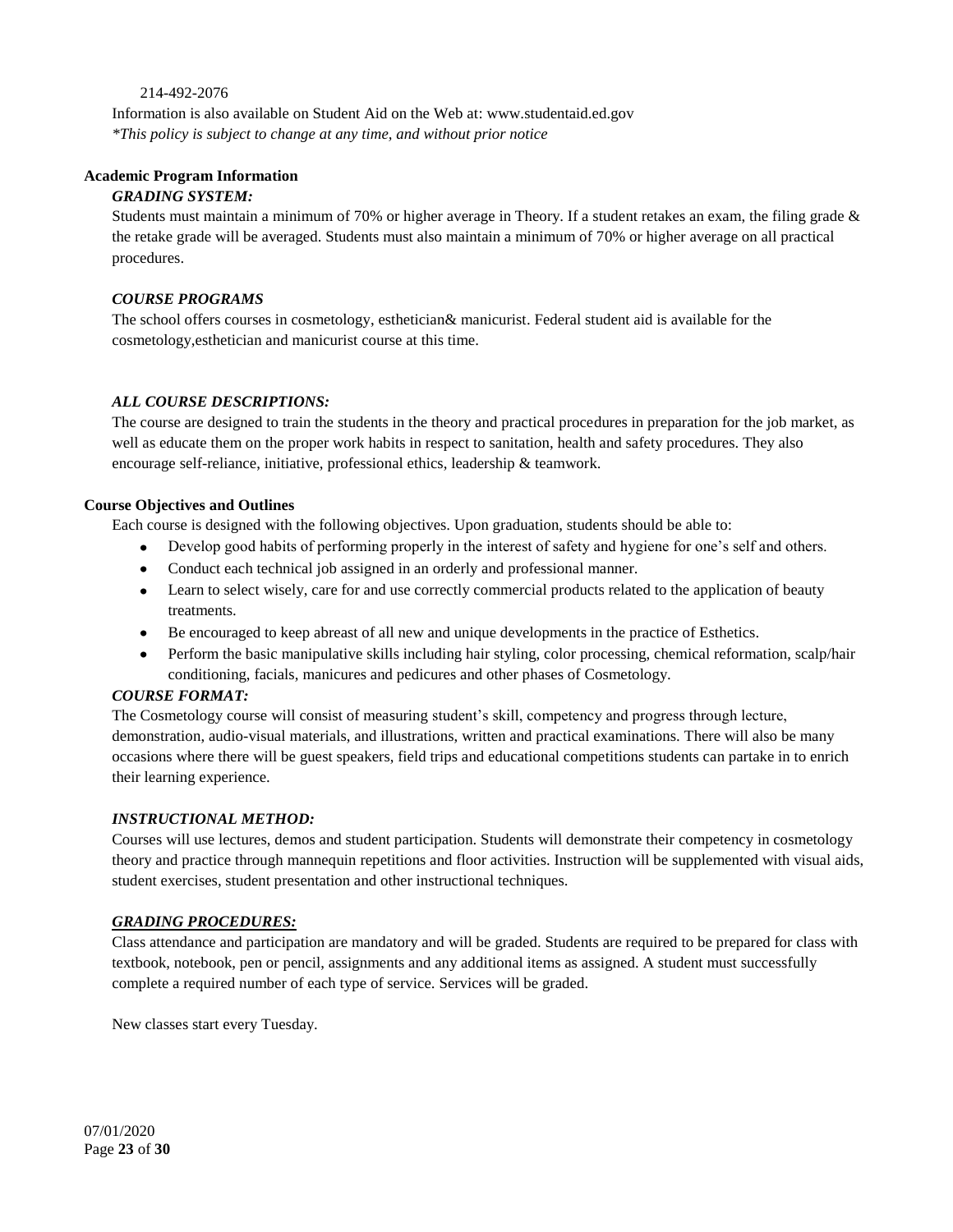214-492-2076

Information is also available on Student Aid on the Web at: www.studentaid.ed.gov

*\*This policy is subject to change at any time, and without prior notice*

**Academic Program Information**

***GRADING SYSTEM:***

Students must maintain a minimum of 70% or higher average in Theory. If a student retakes an exam, the filing grade & the retake grade will be averaged. Students must also maintain a minimum of 70% or higher average on all practical procedures.

***COURSE PROGRAMS***

The school offers courses in cosmetology, esthetician& manicurist. Federal student aid is available for the cosmetology,esthetician and manicurist course at this time.

***ALL COURSE DESCRIPTIONS:***

The course are designed to train the students in the theory and practical procedures in preparation for the job market, as well as educate them on the proper work habits in respect to sanitation, health and safety procedures. They also encourage self-reliance, initiative, professional ethics, leadership & teamwork.

**Course Objectives and Outlines**

Each course is designed with the following objectives. Upon graduation, students should be able to:

- Develop good habits of performing properly in the interest of safety and hygiene for one's self and others.
- Conduct each technical job assigned in an orderly and professional manner.
- Learn to select wisely, care for and use correctly commercial products related to the application of beauty treatments.
- Be encouraged to keep abreast of all new and unique developments in the practice of Esthetics.
- Perform the basic manipulative skills including hair styling, color processing, chemical reformation, scalp/hair conditioning, facials, manicures and pedicures and other phases of Cosmetology.

***COURSE FORMAT:***

The Cosmetology course will consist of measuring student's skill, competency and progress through lecture, demonstration, audio-visual materials, and illustrations, written and practical examinations. There will also be many occasions where there will be guest speakers, field trips and educational competitions students can partake in to enrich their learning experience.

***INSTRUCTIONAL METHOD:***

Courses will use lectures, demos and student participation. Students will demonstrate their competency in cosmetology theory and practice through mannequin repetitions and floor activities. Instruction will be supplemented with visual aids, student exercises, student presentation and other instructional techniques.

***<u>GRADING PROCEDURES:</u>***

Class attendance and participation are mandatory and will be graded. Students are required to be prepared for class with textbook, notebook, pen or pencil, assignments and any additional items as assigned. A student must successfully complete a required number of each type of service. Services will be graded.

New classes start every Tuesday.

07/01/2020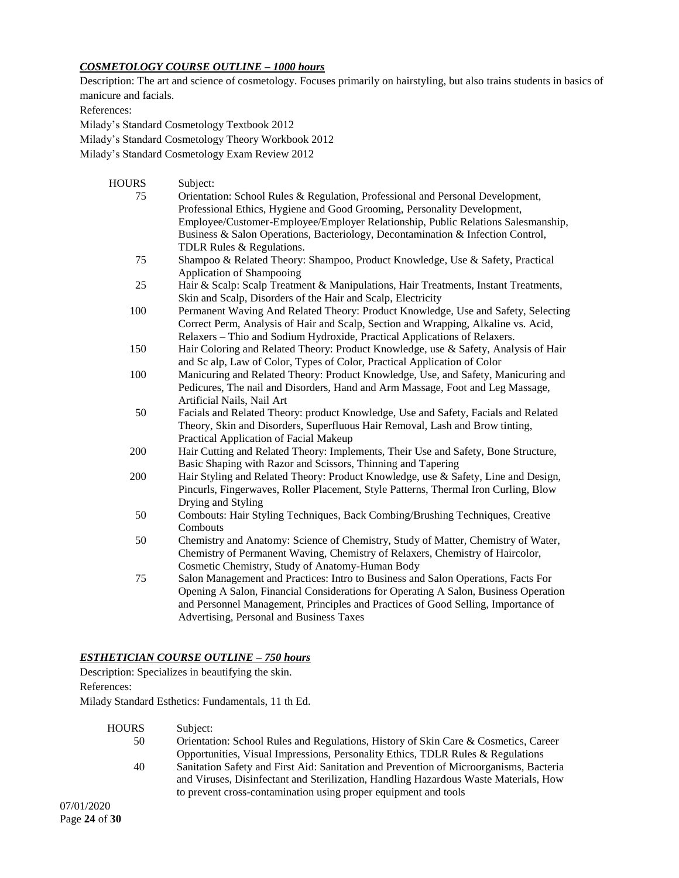***COSMETOLOGY COURSE OUTLINE – 1000 hours***

Description: The art and science of cosmetology. Focuses primarily on hairstyling, but also trains students in basics of manicure and facials.

References:

Milady's Standard Cosmetology Textbook 2012

Milady's Standard Cosmetology Theory Workbook 2012

Milady's Standard Cosmetology Exam Review 2012

| HOURS | Subject: |
|---|---|
| 75 | Orientation: School Rules & Regulation, Professional and Personal Development, Professional Ethics, Hygiene and Good Grooming, Personality Development, Employee/Customer-Employee/Employer Relationship, Public Relations Salesmanship, Business & Salon Operations, Bacteriology, Decontamination & Infection Control, TDLR Rules & Regulations. |
| 75 | Shampoo & Related Theory: Shampoo, Product Knowledge, Use & Safety, Practical Application of Shampooing |
| 25 | Hair & Scalp: Scalp Treatment & Manipulations, Hair Treatments, Instant Treatments, Skin and Scalp, Disorders of the Hair and Scalp, Electricity |
| 100 | Permanent Waving And Related Theory: Product Knowledge, Use and Safety, Selecting Correct Perm, Analysis of Hair and Scalp, Section and Wrapping, Alkaline vs. Acid, Relaxers – Thio and Sodium Hydroxide, Practical Applications of Relaxers. |
| 150 | Hair Coloring and Related Theory: Product Knowledge, use & Safety, Analysis of Hair and Sc alp, Law of Color, Types of Color, Practical Application of Color |
| 100 | Manicuring and Related Theory: Product Knowledge, Use, and Safety, Manicuring and Pedicures, The nail and Disorders, Hand and Arm Massage, Foot and Leg Massage, Artificial Nails, Nail Art |
| 50 | Facials and Related Theory: product Knowledge, Use and Safety, Facials and Related Theory, Skin and Disorders, Superfluous Hair Removal, Lash and Brow tinting, Practical Application of Facial Makeup |
| 200 | Hair Cutting and Related Theory: Implements, Their Use and Safety, Bone Structure, Basic Shaping with Razor and Scissors, Thinning and Tapering |
| 200 | Hair Styling and Related Theory: Product Knowledge, use & Safety, Line and Design, Pincurls, Fingerwaves, Roller Placement, Style Patterns, Thermal Iron Curling, Blow Drying and Styling |
| 50 | Combouts: Hair Styling Techniques, Back Combing/Brushing Techniques, Creative Combouts |
| 50 | Chemistry and Anatomy: Science of Chemistry, Study of Matter, Chemistry of Water, Chemistry of Permanent Waving, Chemistry of Relaxers, Chemistry of Haircolor, Cosmetic Chemistry, Study of Anatomy-Human Body |
| 75 | Salon Management and Practices: Intro to Business and Salon Operations, Facts For Opening A Salon, Financial Considerations for Operating A Salon, Business Operation and Personnel Management, Principles and Practices of Good Selling, Importance of Advertising, Personal and Business Taxes |

***ESTHETICIAN COURSE OUTLINE – 750 hours***

Description: Specializes in beautifying the skin.

References:

Milady Standard Esthetics: Fundamentals, 11 th Ed.

| HOURS | Subject: |
|---|---|
| 50 | Orientation: School Rules and Regulations, History of Skin Care & Cosmetics, Career Opportunities, Visual Impressions, Personality Ethics, TDLR Rules & Regulations |
| 40 | Sanitation Safety and First Aid: Sanitation and Prevention of Microorganisms, Bacteria and Viruses, Disinfectant and Sterilization, Handling Hazardous Waste Materials, How to prevent cross-contamination using proper equipment and tools |

07/01/2020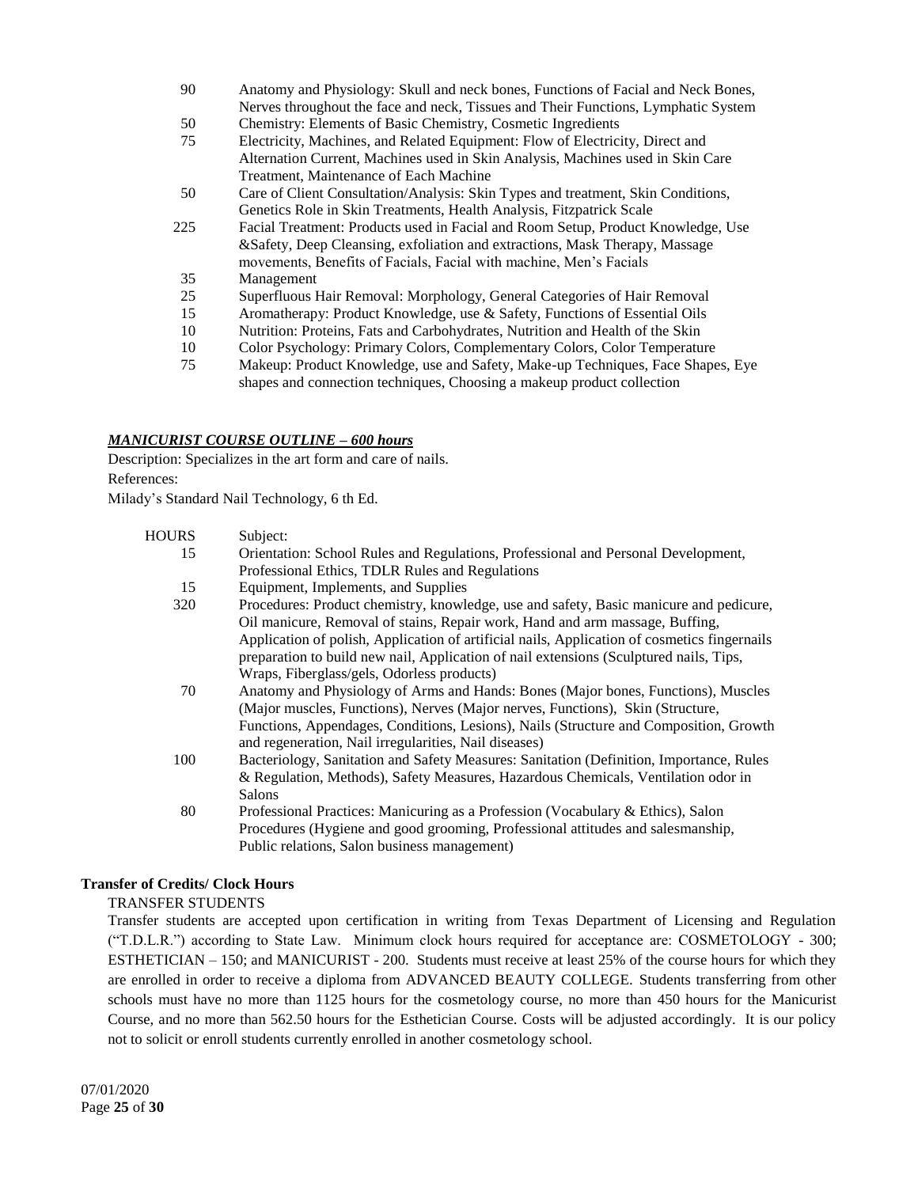| | |
|---|---|
| 90 | Anatomy and Physiology: Skull and neck bones, Functions of Facial and Neck Bones, Nerves throughout the face and neck, Tissues and Their Functions, Lymphatic System |
| 50 | Chemistry: Elements of Basic Chemistry, Cosmetic Ingredients |
| 75 | Electricity, Machines, and Related Equipment: Flow of Electricity, Direct and Alternation Current, Machines used in Skin Analysis, Machines used in Skin Care Treatment, Maintenance of Each Machine |
| 50 | Care of Client Consultation/Analysis: Skin Types and treatment, Skin Conditions, Genetics Role in Skin Treatments, Health Analysis, Fitzpatrick Scale |
| 225 | Facial Treatment: Products used in Facial and Room Setup, Product Knowledge, Use &Safety, Deep Cleansing, exfoliation and extractions, Mask Therapy, Massage movements, Benefits of Facials, Facial with machine, Men's Facials |
| 35 | Management |
| 25 | Superfluous Hair Removal: Morphology, General Categories of Hair Removal |
| 15 | Aromatherapy: Product Knowledge, use & Safety, Functions of Essential Oils |
| 10 | Nutrition: Proteins, Fats and Carbohydrates, Nutrition and Health of the Skin |
| 10 | Color Psychology: Primary Colors, Complementary Colors, Color Temperature |
| 75 | Makeup: Product Knowledge, use and Safety, Make-up Techniques, Face Shapes, Eye shapes and connection techniques, Choosing a makeup product collection |

***<u>MANICURIST COURSE OUTLINE – 600 hours</u>***

Description: Specializes in the art form and care of nails.

References:

Milady's Standard Nail Technology, 6 th Ed.

| HOURS | Subject: |
|---|---|
| 15 | Orientation: School Rules and Regulations, Professional and Personal Development, Professional Ethics, TDLR Rules and Regulations |
| 15 | Equipment, Implements, and Supplies |
| 320 | Procedures: Product chemistry, knowledge, use and safety, Basic manicure and pedicure, Oil manicure, Removal of stains, Repair work, Hand and arm massage, Buffing, Application of polish, Application of artificial nails, Application of cosmetics fingernails preparation to build new nail, Application of nail extensions (Sculptured nails, Tips, Wraps, Fiberglass/gels, Odorless products) |
| 70 | Anatomy and Physiology of Arms and Hands: Bones (Major bones, Functions), Muscles (Major muscles, Functions), Nerves (Major nerves, Functions), Skin (Structure, Functions, Appendages, Conditions, Lesions), Nails (Structure and Composition, Growth and regeneration, Nail irregularities, Nail diseases) |
| 100 | Bacteriology, Sanitation and Safety Measures: Sanitation (Definition, Importance, Rules & Regulation, Methods), Safety Measures, Hazardous Chemicals, Ventilation odor in Salons |
| 80 | Professional Practices: Manicuring as a Profession (Vocabulary & Ethics), Salon Procedures (Hygiene and good grooming, Professional attitudes and salesmanship, Public relations, Salon business management) |

**Transfer of Credits/ Clock Hours**

TRANSFER STUDENTS

Transfer students are accepted upon certification in writing from Texas Department of Licensing and Regulation ("T.D.L.R.") according to State Law. Minimum clock hours required for acceptance are: COSMETOLOGY - 300; ESTHETICIAN – 150; and MANICURIST - 200. Students must receive at least 25% of the course hours for which they are enrolled in order to receive a diploma from ADVANCED BEAUTY COLLEGE. Students transferring from other schools must have no more than 1125 hours for the cosmetology course, no more than 450 hours for the Manicurist Course, and no more than 562.50 hours for the Esthetician Course. Costs will be adjusted accordingly. It is our policy not to solicit or enroll students currently enrolled in another cosmetology school.

07/01/2020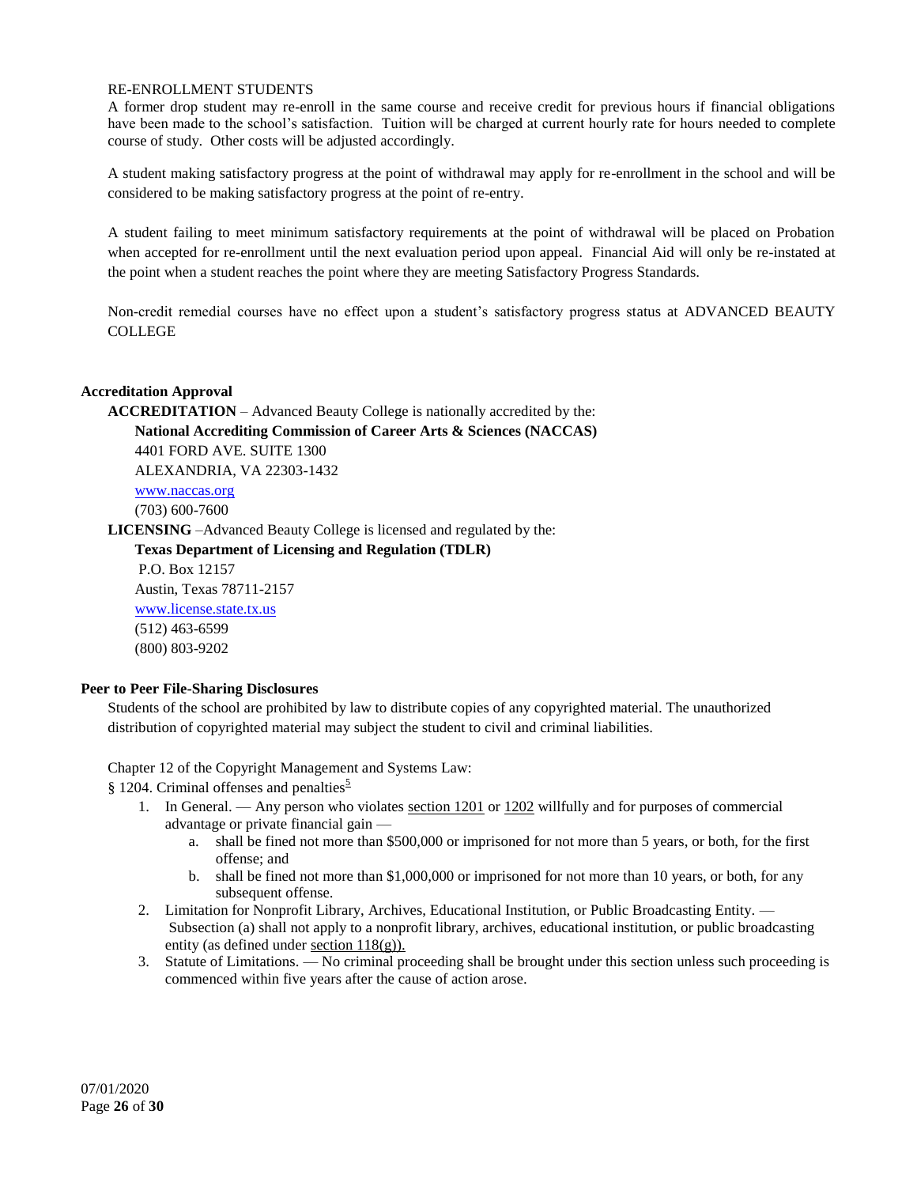RE-ENROLLMENT STUDENTS

A former drop student may re-enroll in the same course and receive credit for previous hours if financial obligations have been made to the school's satisfaction. Tuition will be charged at current hourly rate for hours needed to complete course of study. Other costs will be adjusted accordingly.

A student making satisfactory progress at the point of withdrawal may apply for re-enrollment in the school and will be considered to be making satisfactory progress at the point of re-entry.

A student failing to meet minimum satisfactory requirements at the point of withdrawal will be placed on Probation when accepted for re-enrollment until the next evaluation period upon appeal. Financial Aid will only be re-instated at the point when a student reaches the point where they are meeting Satisfactory Progress Standards.

Non-credit remedial courses have no effect upon a student's satisfactory progress status at ADVANCED BEAUTY COLLEGE

**Accreditation Approval**

**ACCREDITATION** – Advanced Beauty College is nationally accredited by the:

**National Accrediting Commission of Career Arts & Sciences (NACCAS)**
4401 FORD AVE. SUITE 1300
ALEXANDRIA, VA 22303-1432
www.naccas.org
(703) 600-7600

**LICENSING** –Advanced Beauty College is licensed and regulated by the:

**Texas Department of Licensing and Regulation (TDLR)**
P.O. Box 12157
Austin, Texas 78711-2157
www.license.state.tx.us
(512) 463-6599
(800) 803-9202

**Peer to Peer File-Sharing Disclosures**

Students of the school are prohibited by law to distribute copies of any copyrighted material. The unauthorized distribution of copyrighted material may subject the student to civil and criminal liabilities.

Chapter 12 of the Copyright Management and Systems Law:

§ 1204. Criminal offenses and penalties[5]

1. In General. — Any person who violates section 1201 or 1202 willfully and for purposes of commercial advantage or private financial gain —
   a. shall be fined not more than $500,000 or imprisoned for not more than 5 years, or both, for the first offense; and
   b. shall be fined not more than $1,000,000 or imprisoned for not more than 10 years, or both, for any subsequent offense.
2. Limitation for Nonprofit Library, Archives, Educational Institution, or Public Broadcasting Entity. — Subsection (a) shall not apply to a nonprofit library, archives, educational institution, or public broadcasting entity (as defined under section 118(g)).
3. Statute of Limitations. — No criminal proceeding shall be brought under this section unless such proceeding is commenced within five years after the cause of action arose.

07/01/2020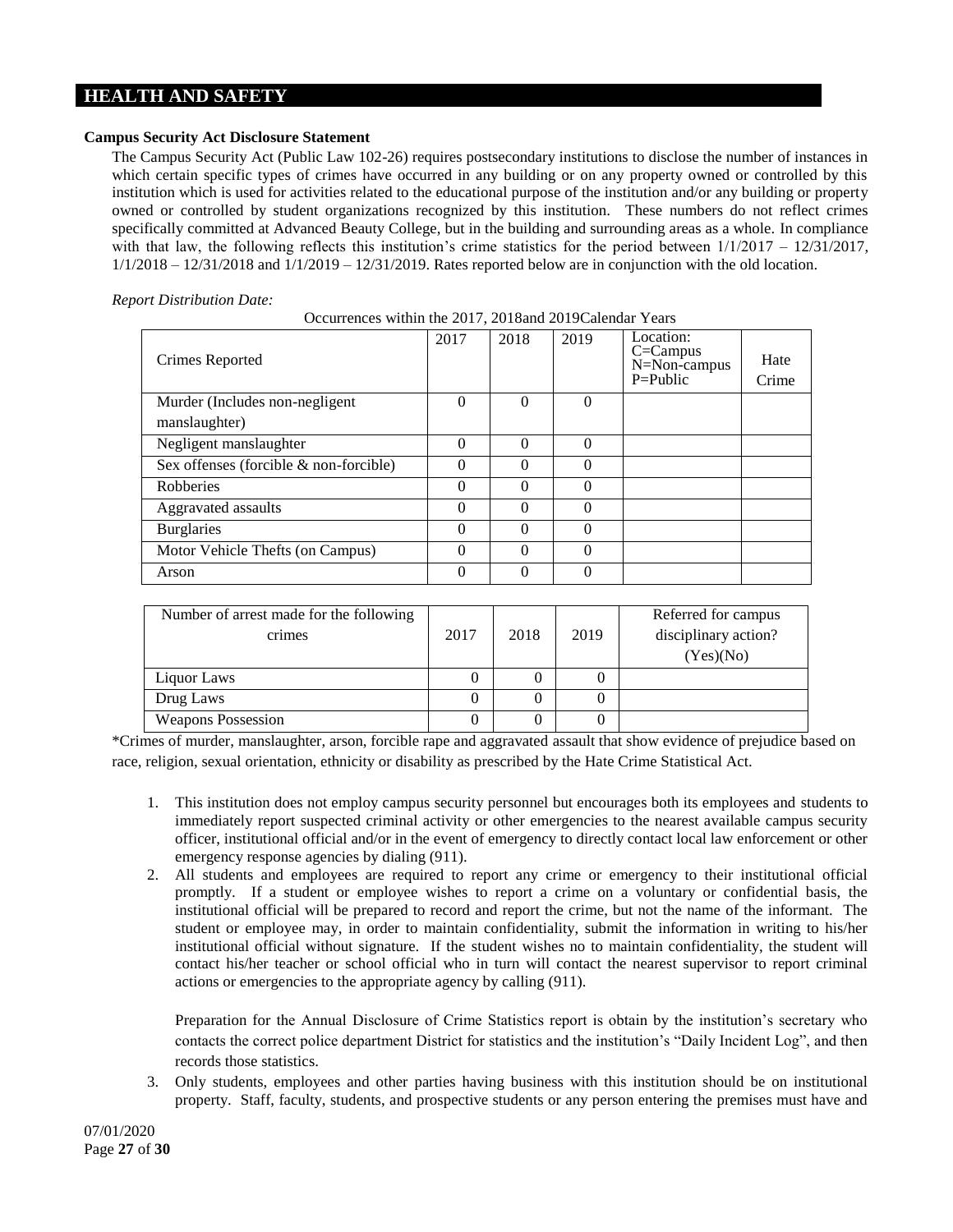## HEALTH AND SAFETY

**Campus Security Act Disclosure Statement**

The Campus Security Act (Public Law 102-26) requires postsecondary institutions to disclose the number of instances in which certain specific types of crimes have occurred in any building or on any property owned or controlled by this institution which is used for activities related to the educational purpose of the institution and/or any building or property owned or controlled by student organizations recognized by this institution. These numbers do not reflect crimes specifically committed at Advanced Beauty College, but in the building and surrounding areas as a whole. In compliance with that law, the following reflects this institution's crime statistics for the period between 1/1/2017 – 12/31/2017, 1/1/2018 – 12/31/2018 and 1/1/2019 – 12/31/2019. Rates reported below are in conjunction with the old location.

*Report Distribution Date:*

Occurrences within the 2017, 2018and 2019Calendar Years

| Crimes Reported | 2017 | 2018 | 2019 | Location: C=Campus N=Non-campus P=Public | Hate Crime |
|---|---|---|---|---|---|
| Murder (Includes non-negligent manslaughter) | 0 | 0 | 0 | | |
| Negligent manslaughter | 0 | 0 | 0 | | |
| Sex offenses (forcible & non-forcible) | 0 | 0 | 0 | | |
| Robberies | 0 | 0 | 0 | | |
| Aggravated assaults | 0 | 0 | 0 | | |
| Burglaries | 0 | 0 | 0 | | |
| Motor Vehicle Thefts (on Campus) | 0 | 0 | 0 | | |
| Arson | 0 | 0 | 0 | | |

| Number of arrest made for the following crimes | 2017 | 2018 | 2019 | Referred for campus disciplinary action? (Yes)(No) |
|---|---|---|---|---|
| Liquor Laws | 0 | 0 | 0 | |
| Drug Laws | 0 | 0 | 0 | |
| Weapons Possession | 0 | 0 | 0 | |

*Crimes of murder, manslaughter, arson, forcible rape and aggravated assault that show evidence of prejudice based on race, religion, sexual orientation, ethnicity or disability as prescribed by the Hate Crime Statistical Act.

1. This institution does not employ campus security personnel but encourages both its employees and students to immediately report suspected criminal activity or other emergencies to the nearest available campus security officer, institutional official and/or in the event of emergency to directly contact local law enforcement or other emergency response agencies by dialing (911).
2. All students and employees are required to report any crime or emergency to their institutional official promptly. If a student or employee wishes to report a crime on a voluntary or confidential basis, the institutional official will be prepared to record and report the crime, but not the name of the informant. The student or employee may, in order to maintain confidentiality, submit the information in writing to his/her institutional official without signature. If the student wishes no to maintain confidentiality, the student will contact his/her teacher or school official who in turn will contact the nearest supervisor to report criminal actions or emergencies to the appropriate agency by calling (911).

   Preparation for the Annual Disclosure of Crime Statistics report is obtain by the institution's secretary who contacts the correct police department District for statistics and the institution's "Daily Incident Log", and then records those statistics.
3. Only students, employees and other parties having business with this institution should be on institutional property. Staff, faculty, students, and prospective students or any person entering the premises must have and

07/01/2020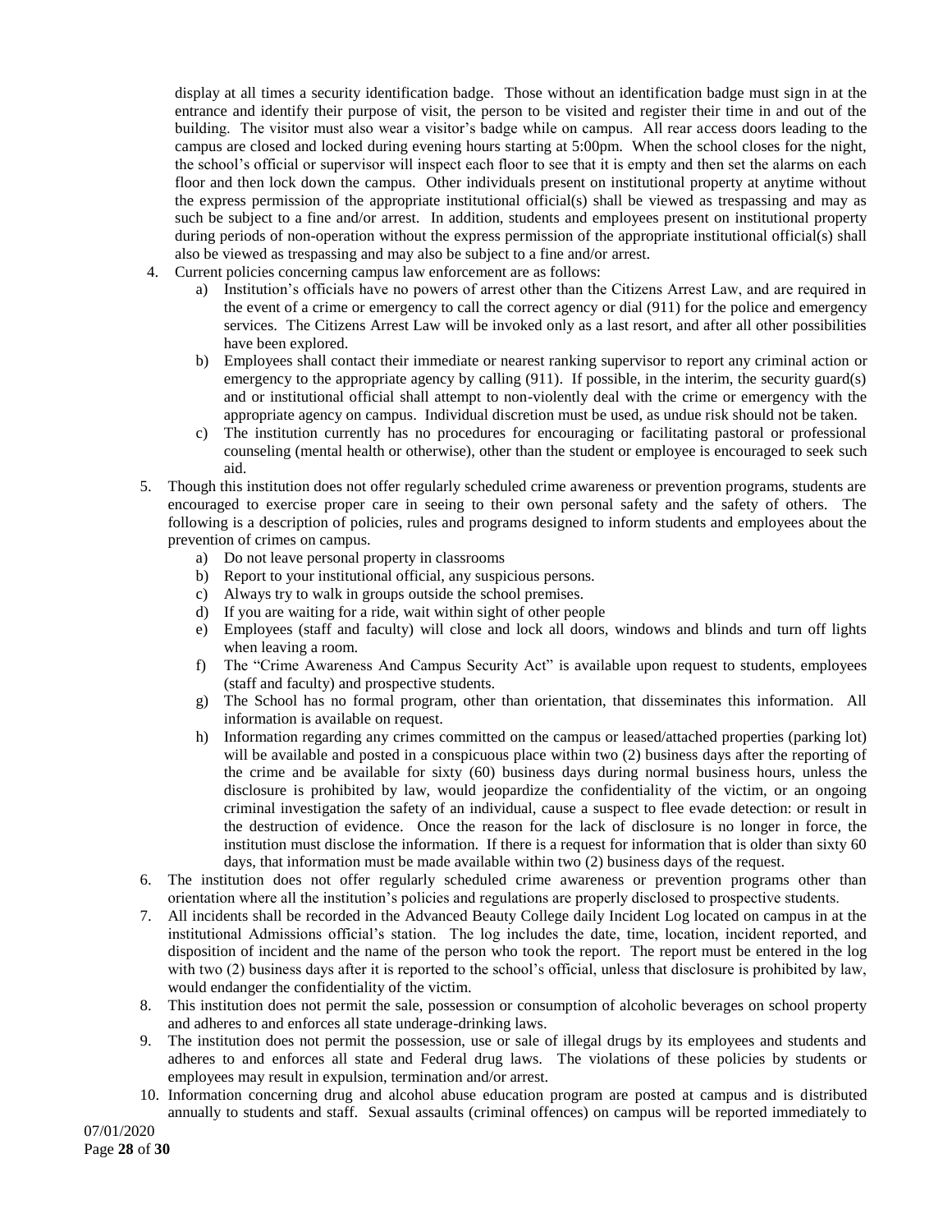display at all times a security identification badge. Those without an identification badge must sign in at the entrance and identify their purpose of visit, the person to be visited and register their time in and out of the building. The visitor must also wear a visitor's badge while on campus. All rear access doors leading to the campus are closed and locked during evening hours starting at 5:00pm. When the school closes for the night, the school's official or supervisor will inspect each floor to see that it is empty and then set the alarms on each floor and then lock down the campus. Other individuals present on institutional property at anytime without the express permission of the appropriate institutional official(s) shall be viewed as trespassing and may as such be subject to a fine and/or arrest. In addition, students and employees present on institutional property during periods of non-operation without the express permission of the appropriate institutional official(s) shall also be viewed as trespassing and may also be subject to a fine and/or arrest.

4. Current policies concerning campus law enforcement are as follows:
   a) Institution's officials have no powers of arrest other than the Citizens Arrest Law, and are required in the event of a crime or emergency to call the correct agency or dial (911) for the police and emergency services. The Citizens Arrest Law will be invoked only as a last resort, and after all other possibilities have been explored.
   b) Employees shall contact their immediate or nearest ranking supervisor to report any criminal action or emergency to the appropriate agency by calling (911). If possible, in the interim, the security guard(s) and or institutional official shall attempt to non-violently deal with the crime or emergency with the appropriate agency on campus. Individual discretion must be used, as undue risk should not be taken.
   c) The institution currently has no procedures for encouraging or facilitating pastoral or professional counseling (mental health or otherwise), other than the student or employee is encouraged to seek such aid.
5. Though this institution does not offer regularly scheduled crime awareness or prevention programs, students are encouraged to exercise proper care in seeing to their own personal safety and the safety of others. The following is a description of policies, rules and programs designed to inform students and employees about the prevention of crimes on campus.
   a) Do not leave personal property in classrooms
   b) Report to your institutional official, any suspicious persons.
   c) Always try to walk in groups outside the school premises.
   d) If you are waiting for a ride, wait within sight of other people
   e) Employees (staff and faculty) will close and lock all doors, windows and blinds and turn off lights when leaving a room.
   f) The "Crime Awareness And Campus Security Act" is available upon request to students, employees (staff and faculty) and prospective students.
   g) The School has no formal program, other than orientation, that disseminates this information. All information is available on request.
   h) Information regarding any crimes committed on the campus or leased/attached properties (parking lot) will be available and posted in a conspicuous place within two (2) business days after the reporting of the crime and be available for sixty (60) business days during normal business hours, unless the disclosure is prohibited by law, would jeopardize the confidentiality of the victim, or an ongoing criminal investigation the safety of an individual, cause a suspect to flee evade detection: or result in the destruction of evidence. Once the reason for the lack of disclosure is no longer in force, the institution must disclose the information. If there is a request for information that is older than sixty 60 days, that information must be made available within two (2) business days of the request.
6. The institution does not offer regularly scheduled crime awareness or prevention programs other than orientation where all the institution's policies and regulations are properly disclosed to prospective students.
7. All incidents shall be recorded in the Advanced Beauty College daily Incident Log located on campus in at the institutional Admissions official's station. The log includes the date, time, location, incident reported, and disposition of incident and the name of the person who took the report. The report must be entered in the log with two (2) business days after it is reported to the school's official, unless that disclosure is prohibited by law, would endanger the confidentiality of the victim.
8. This institution does not permit the sale, possession or consumption of alcoholic beverages on school property and adheres to and enforces all state underage-drinking laws.
9. The institution does not permit the possession, use or sale of illegal drugs by its employees and students and adheres to and enforces all state and Federal drug laws. The violations of these policies by students or employees may result in expulsion, termination and/or arrest.
10. Information concerning drug and alcohol abuse education program are posted at campus and is distributed annually to students and staff. Sexual assaults (criminal offences) on campus will be reported immediately to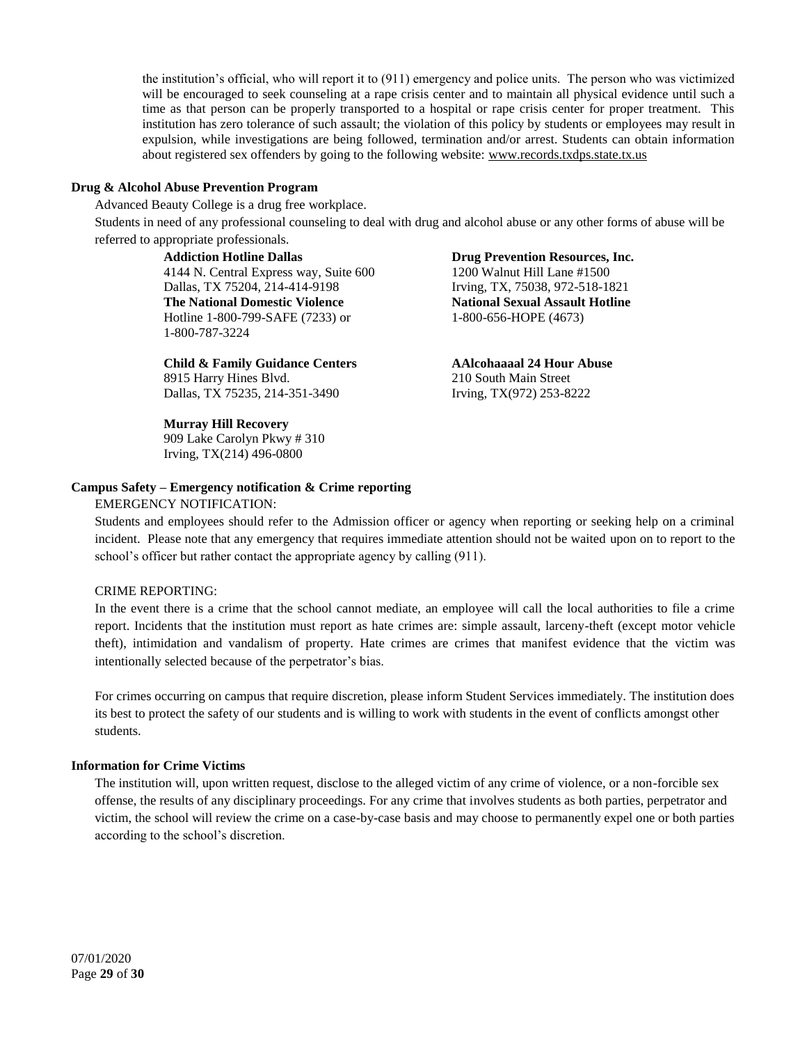the institution's official, who will report it to (911) emergency and police units. The person who was victimized will be encouraged to seek counseling at a rape crisis center and to maintain all physical evidence until such a time as that person can be properly transported to a hospital or rape crisis center for proper treatment. This institution has zero tolerance of such assault; the violation of this policy by students or employees may result in expulsion, while investigations are being followed, termination and/or arrest. Students can obtain information about registered sex offenders by going to the following website: www.records.txdps.state.tx.us

**Drug & Alcohol Abuse Prevention Program**

Advanced Beauty College is a drug free workplace.

Students in need of any professional counseling to deal with drug and alcohol abuse or any other forms of abuse will be referred to appropriate professionals.

**Addiction Hotline Dallas**
4144 N. Central Express way, Suite 600
Dallas, TX 75204, 214-414-9198

**Drug Prevention Resources, Inc.**
1200 Walnut Hill Lane #1500
Irving, TX, 75038, 972-518-1821

**The National Domestic Violence**
Hotline 1-800-799-SAFE (7233) or
1-800-787-3224

**National Sexual Assault Hotline**
1-800-656-HOPE (4673)

**Child & Family Guidance Centers**
8915 Harry Hines Blvd.
Dallas, TX 75235, 214-351-3490

**AAlcohaaaal 24 Hour Abuse**
210 South Main Street
Irving, TX(972) 253-8222

**Murray Hill Recovery**
909 Lake Carolyn Pkwy # 310
Irving, TX(214) 496-0800

**Campus Safety – Emergency notification & Crime reporting**

EMERGENCY NOTIFICATION:

Students and employees should refer to the Admission officer or agency when reporting or seeking help on a criminal incident. Please note that any emergency that requires immediate attention should not be waited upon on to report to the school's officer but rather contact the appropriate agency by calling (911).

CRIME REPORTING:

In the event there is a crime that the school cannot mediate, an employee will call the local authorities to file a crime report. Incidents that the institution must report as hate crimes are: simple assault, larceny-theft (except motor vehicle theft), intimidation and vandalism of property. Hate crimes are crimes that manifest evidence that the victim was intentionally selected because of the perpetrator's bias.

For crimes occurring on campus that require discretion, please inform Student Services immediately. The institution does its best to protect the safety of our students and is willing to work with students in the event of conflicts amongst other students.

**Information for Crime Victims**

The institution will, upon written request, disclose to the alleged victim of any crime of violence, or a non-forcible sex offense, the results of any disciplinary proceedings. For any crime that involves students as both parties, perpetrator and victim, the school will review the crime on a case-by-case basis and may choose to permanently expel one or both parties according to the school's discretion.

07/01/2020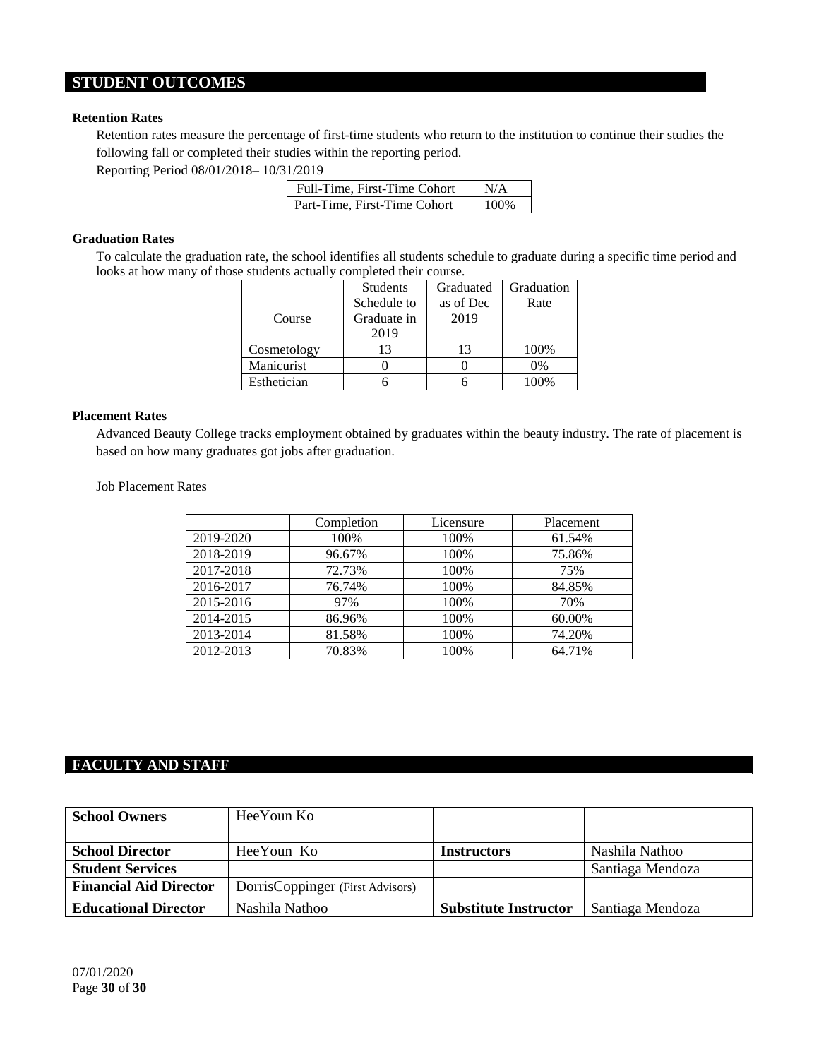## STUDENT OUTCOMES

**Retention Rates**

Retention rates measure the percentage of first-time students who return to the institution to continue their studies the following fall or completed their studies within the reporting period.

Reporting Period 08/01/2018– 10/31/2019

| | |
|---|---|
| Full-Time, First-Time Cohort | N/A |
| Part-Time, First-Time Cohort | 100% |

**Graduation Rates**

To calculate the graduation rate, the school identifies all students schedule to graduate during a specific time period and looks at how many of those students actually completed their course.

| Course | Students Schedule to Graduate in 2019 | Graduated as of Dec 2019 | Graduation Rate |
|---|---|---|---|
| Cosmetology | 13 | 13 | 100% |
| Manicurist | 0 | 0 | 0% |
| Esthetician | 6 | 6 | 100% |

**Placement Rates**

Advanced Beauty College tracks employment obtained by graduates within the beauty industry. The rate of placement is based on how many graduates got jobs after graduation.

Job Placement Rates

| | Completion | Licensure | Placement |
|---|---|---|---|
| 2019-2020 | 100% | 100% | 61.54% |
| 2018-2019 | 96.67% | 100% | 75.86% |
| 2017-2018 | 72.73% | 100% | 75% |
| 2016-2017 | 76.74% | 100% | 84.85% |
| 2015-2016 | 97% | 100% | 70% |
| 2014-2015 | 86.96% | 100% | 60.00% |
| 2013-2014 | 81.58% | 100% | 74.20% |
| 2012-2013 | 70.83% | 100% | 64.71% |

## FACULTY AND STAFF

| | | | |
|---|---|---|---|
| **School Owners** | HeeYoun Ko | | |
| | | | |
| **School Director** | HeeYoun Ko | **Instructors** | Nashila Nathoo |
| **Student Services** | | | Santiaga Mendoza |
| **Financial Aid Director** | DorrisCoppinger (First Advisors) | | |
| **Educational Director** | Nashila Nathoo | **Substitute Instructor** | Santiaga Mendoza |

07/01/2020